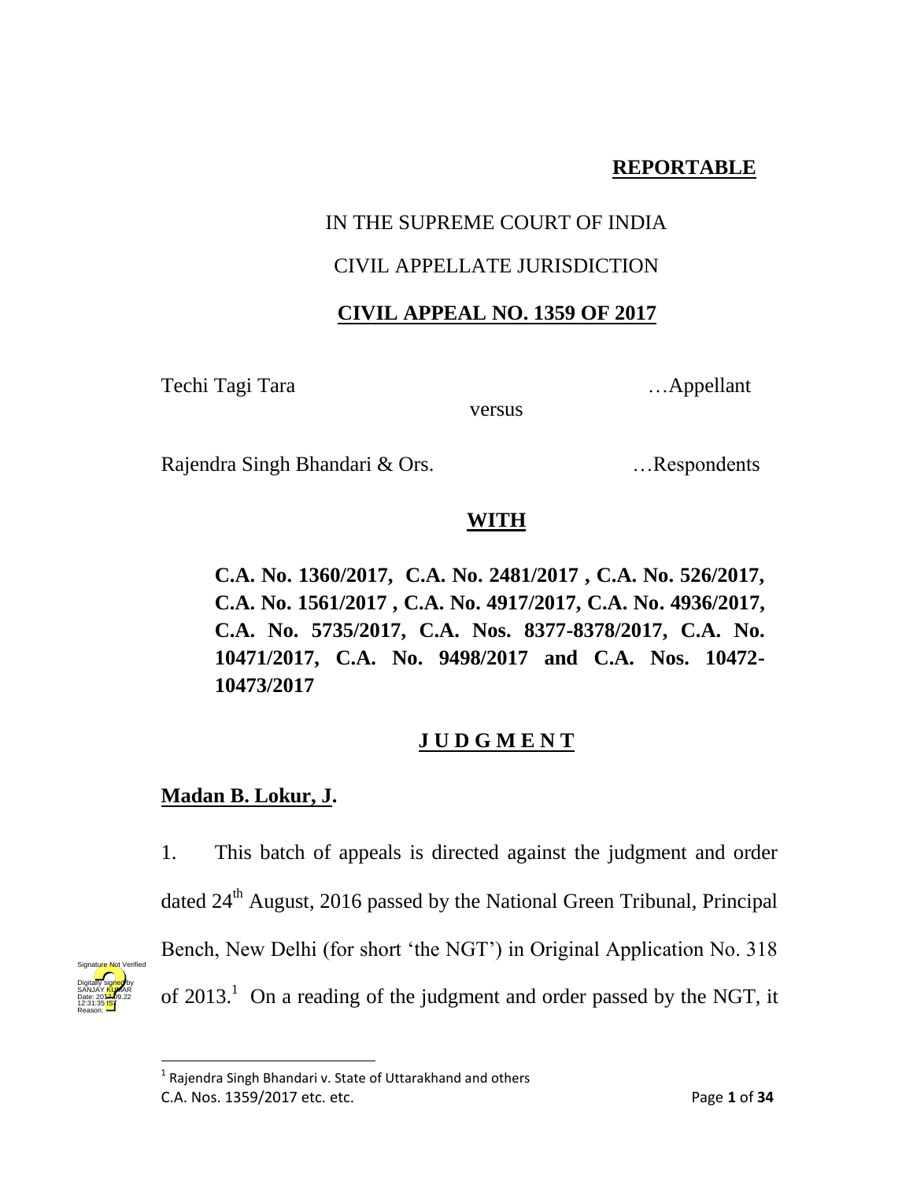**REPORTABLE**

IN THE SUPREME COURT OF INDIA

CIVIL APPELLATE JURISDICTION

**CIVIL APPEAL NO. 1359 OF 2017**

Techi Tagi Tara …Appellant

versus

Rajendra Singh Bhandari & Ors. …Respondents

**WITH**

**C.A. No. 1360/2017, C.A. No. 2481/2017 , C.A. No. 526/2017, C.A. No. 1561/2017 , C.A. No. 4917/2017, C.A. No. 4936/2017, C.A. No. 5735/2017, C.A. Nos. 8377-8378/2017, C.A. No. 10471/2017, C.A. No. 9498/2017 and C.A. Nos. 10472-10473/2017**

**J U D G M E N T**

**Madan B. Lokur, J.**

1. This batch of appeals is directed against the judgment and order dated 24th August, 2016 passed by the National Green Tribunal, Principal Bench, New Delhi (for short 'the NGT') in Original Application No. 318 of 2013.[1] On a reading of the judgment and order passed by the NGT, it

[1] Rajendra Singh Bhandari v. State of Uttarakhand and others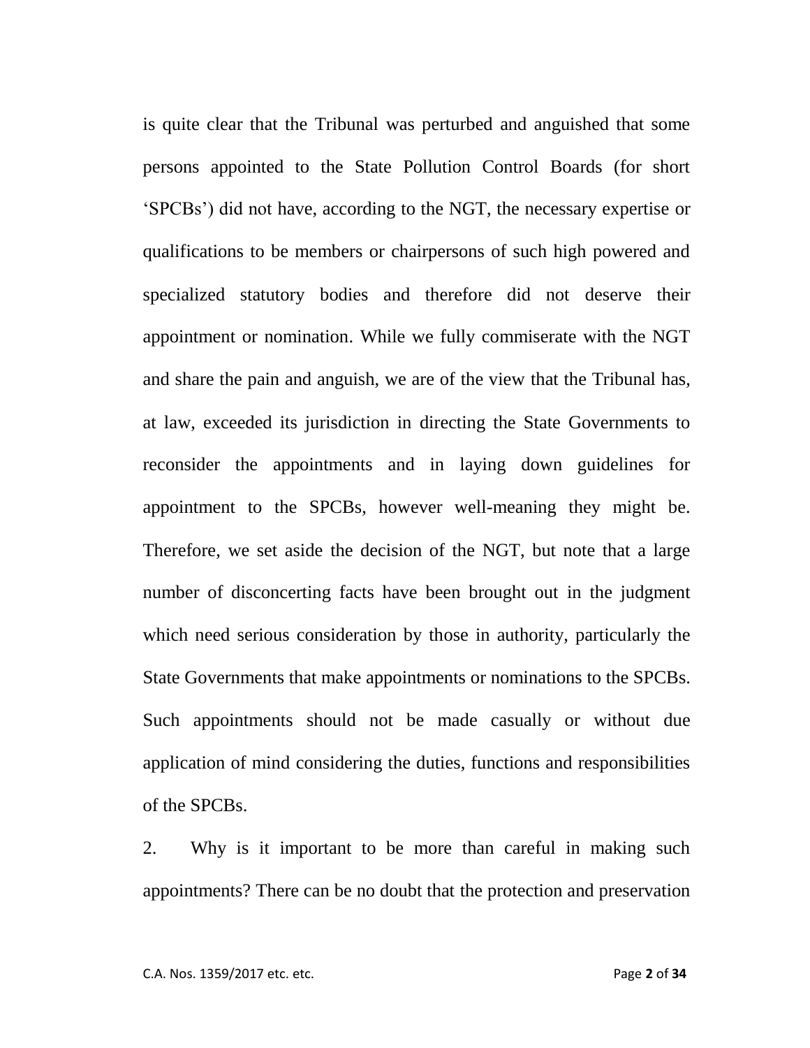is quite clear that the Tribunal was perturbed and anguished that some persons appointed to the State Pollution Control Boards (for short 'SPCBs') did not have, according to the NGT, the necessary expertise or qualifications to be members or chairpersons of such high powered and specialized statutory bodies and therefore did not deserve their appointment or nomination. While we fully commiserate with the NGT and share the pain and anguish, we are of the view that the Tribunal has, at law, exceeded its jurisdiction in directing the State Governments to reconsider the appointments and in laying down guidelines for appointment to the SPCBs, however well-meaning they might be. Therefore, we set aside the decision of the NGT, but note that a large number of disconcerting facts have been brought out in the judgment which need serious consideration by those in authority, particularly the State Governments that make appointments or nominations to the SPCBs. Such appointments should not be made casually or without due application of mind considering the duties, functions and responsibilities of the SPCBs.

2. Why is it important to be more than careful in making such appointments? There can be no doubt that the protection and preservation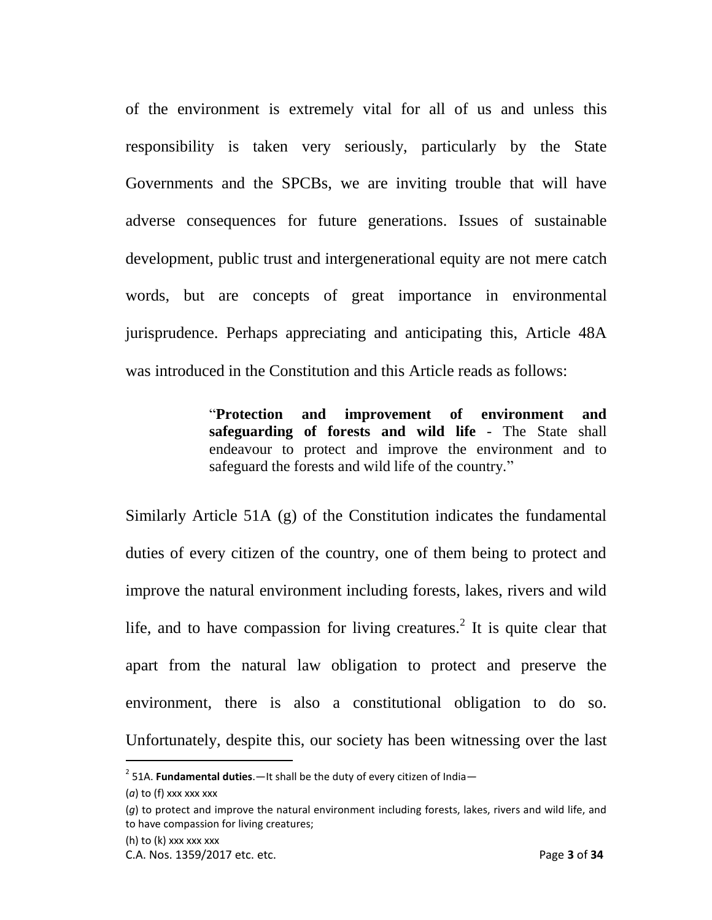of the environment is extremely vital for all of us and unless this responsibility is taken very seriously, particularly by the State Governments and the SPCBs, we are inviting trouble that will have adverse consequences for future generations. Issues of sustainable development, public trust and intergenerational equity are not mere catch words, but are concepts of great importance in environmental jurisprudence. Perhaps appreciating and anticipating this, Article 48A was introduced in the Constitution and this Article reads as follows:

> "**Protection and improvement of environment and safeguarding of forests and wild life** - The State shall endeavour to protect and improve the environment and to safeguard the forests and wild life of the country."

Similarly Article 51A (g) of the Constitution indicates the fundamental duties of every citizen of the country, one of them being to protect and improve the natural environment including forests, lakes, rivers and wild life, and to have compassion for living creatures.[2] It is quite clear that apart from the natural law obligation to protect and preserve the environment, there is also a constitutional obligation to do so. Unfortunately, despite this, our society has been witnessing over the last

---

[2] 51A. **Fundamental duties**.—It shall be the duty of every citizen of India—

(*a*) to (f) xxx xxx xxx

(*g*) to protect and improve the natural environment including forests, lakes, rivers and wild life, and to have compassion for living creatures;

(h) to (k) xxx xxx xxx

C.A. Nos. 1359/2017 etc. etc.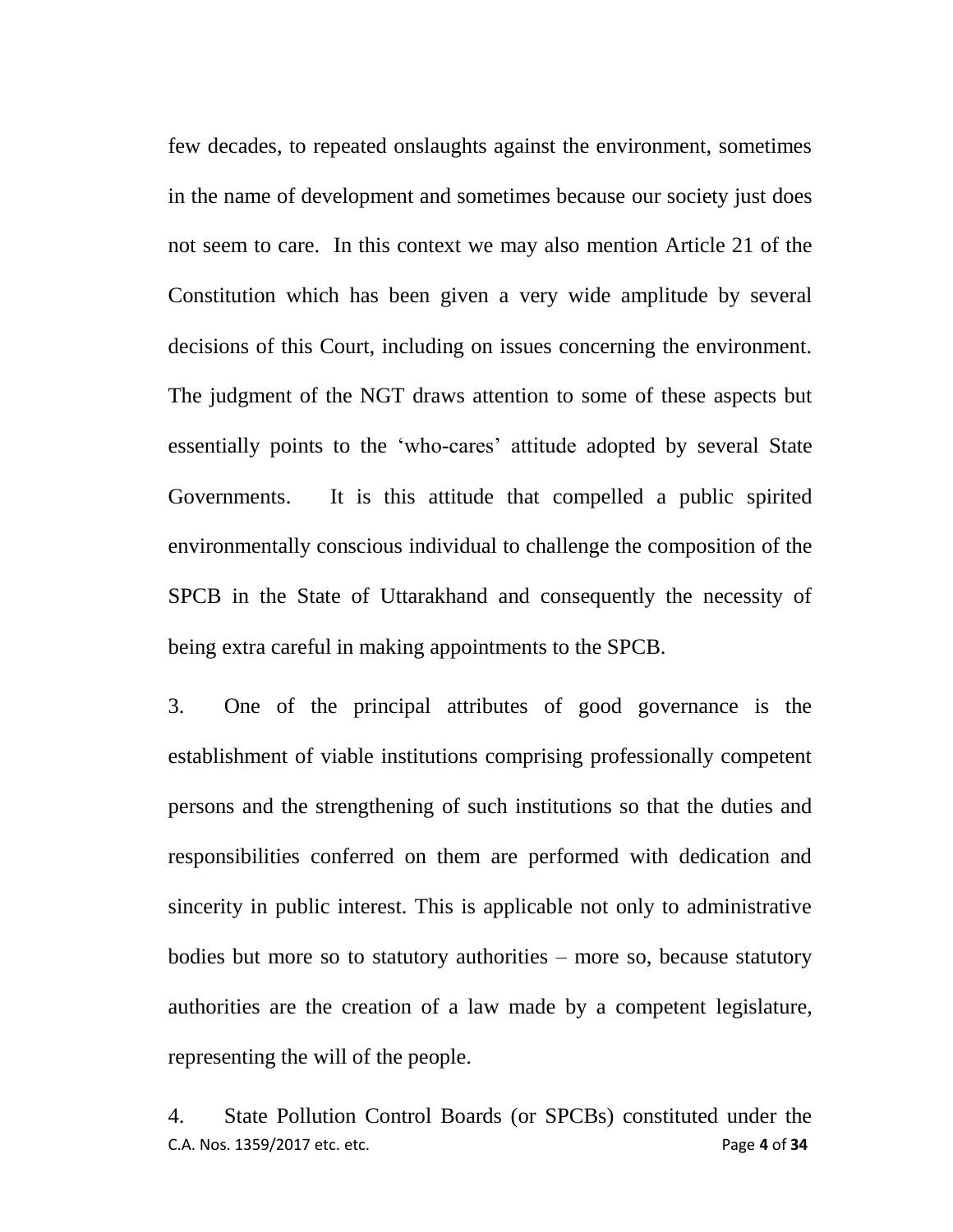few decades, to repeated onslaughts against the environment, sometimes in the name of development and sometimes because our society just does not seem to care. In this context we may also mention Article 21 of the Constitution which has been given a very wide amplitude by several decisions of this Court, including on issues concerning the environment. The judgment of the NGT draws attention to some of these aspects but essentially points to the 'who-cares' attitude adopted by several State Governments. It is this attitude that compelled a public spirited environmentally conscious individual to challenge the composition of the SPCB in the State of Uttarakhand and consequently the necessity of being extra careful in making appointments to the SPCB.

3. One of the principal attributes of good governance is the establishment of viable institutions comprising professionally competent persons and the strengthening of such institutions so that the duties and responsibilities conferred on them are performed with dedication and sincerity in public interest. This is applicable not only to administrative bodies but more so to statutory authorities – more so, because statutory authorities are the creation of a law made by a competent legislature, representing the will of the people.

4. State Pollution Control Boards (or SPCBs) constituted under the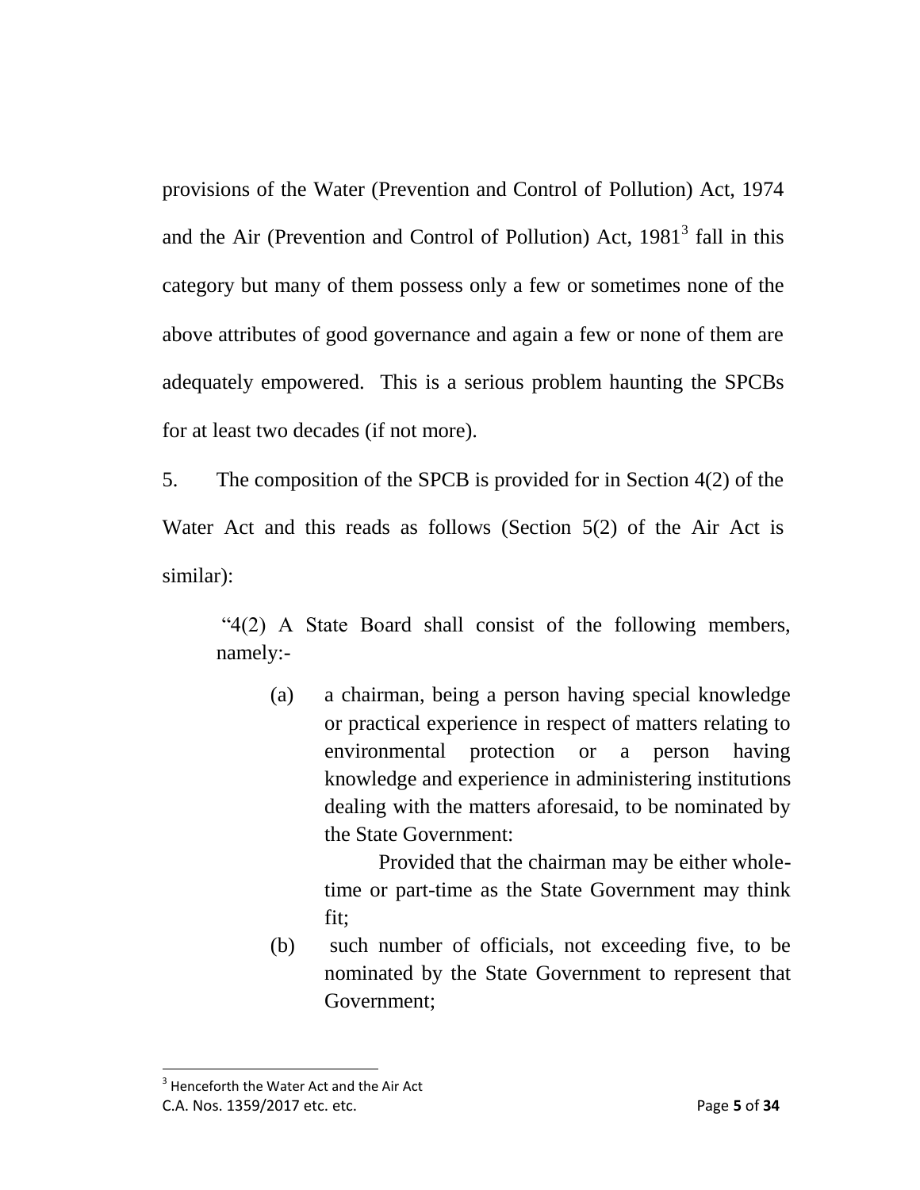provisions of the Water (Prevention and Control of Pollution) Act, 1974 and the Air (Prevention and Control of Pollution) Act, 1981[3] fall in this category but many of them possess only a few or sometimes none of the above attributes of good governance and again a few or none of them are adequately empowered. This is a serious problem haunting the SPCBs for at least two decades (if not more).

5. The composition of the SPCB is provided for in Section 4(2) of the Water Act and this reads as follows (Section 5(2) of the Air Act is similar):

> "4(2) A State Board shall consist of the following members, namely:-
>
> (a) a chairman, being a person having special knowledge or practical experience in respect of matters relating to environmental protection or a person having knowledge and experience in administering institutions dealing with the matters aforesaid, to be nominated by the State Government:
>
> Provided that the chairman may be either whole-time or part-time as the State Government may think fit;
>
> (b) such number of officials, not exceeding five, to be nominated by the State Government to represent that Government;

[3] Henceforth the Water Act and the Air Act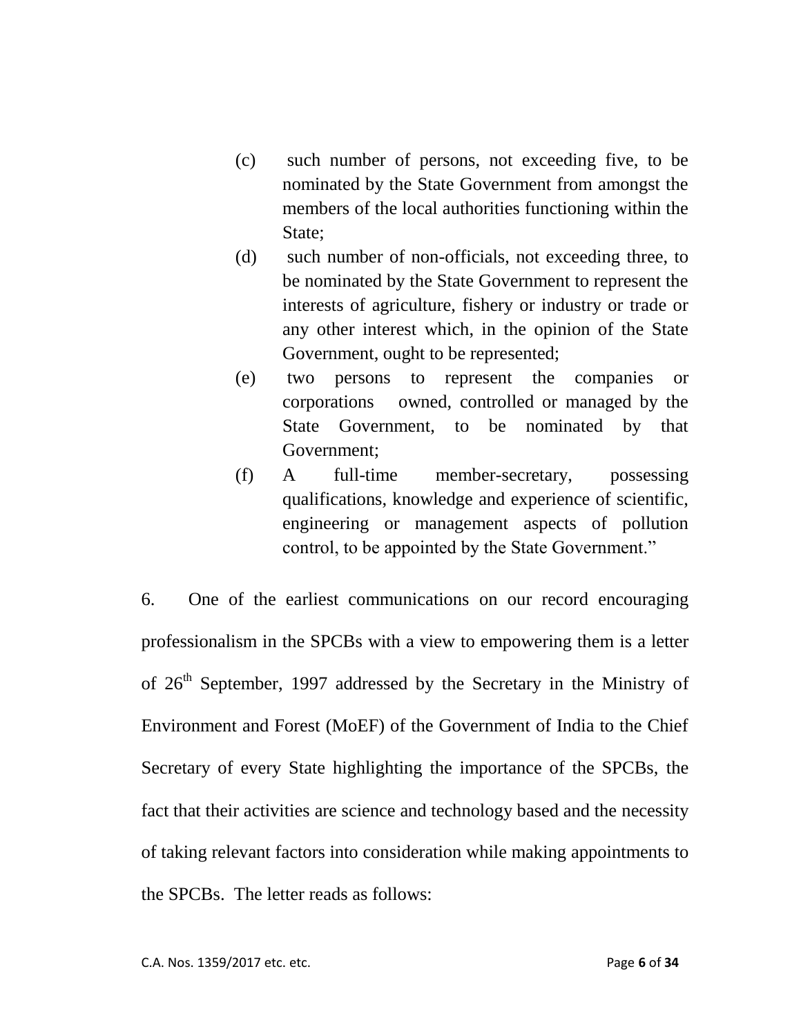> (c) such number of persons, not exceeding five, to be nominated by the State Government from amongst the members of the local authorities functioning within the State;
>
> (d) such number of non-officials, not exceeding three, to be nominated by the State Government to represent the interests of agriculture, fishery or industry or trade or any other interest which, in the opinion of the State Government, ought to be represented;
>
> (e) two persons to represent the companies or corporations owned, controlled or managed by the State Government, to be nominated by that Government;
>
> (f) A full-time member-secretary, possessing qualifications, knowledge and experience of scientific, engineering or management aspects of pollution control, to be appointed by the State Government."

6. One of the earliest communications on our record encouraging professionalism in the SPCBs with a view to empowering them is a letter of 26th September, 1997 addressed by the Secretary in the Ministry of Environment and Forest (MoEF) of the Government of India to the Chief Secretary of every State highlighting the importance of the SPCBs, the fact that their activities are science and technology based and the necessity of taking relevant factors into consideration while making appointments to the SPCBs. The letter reads as follows: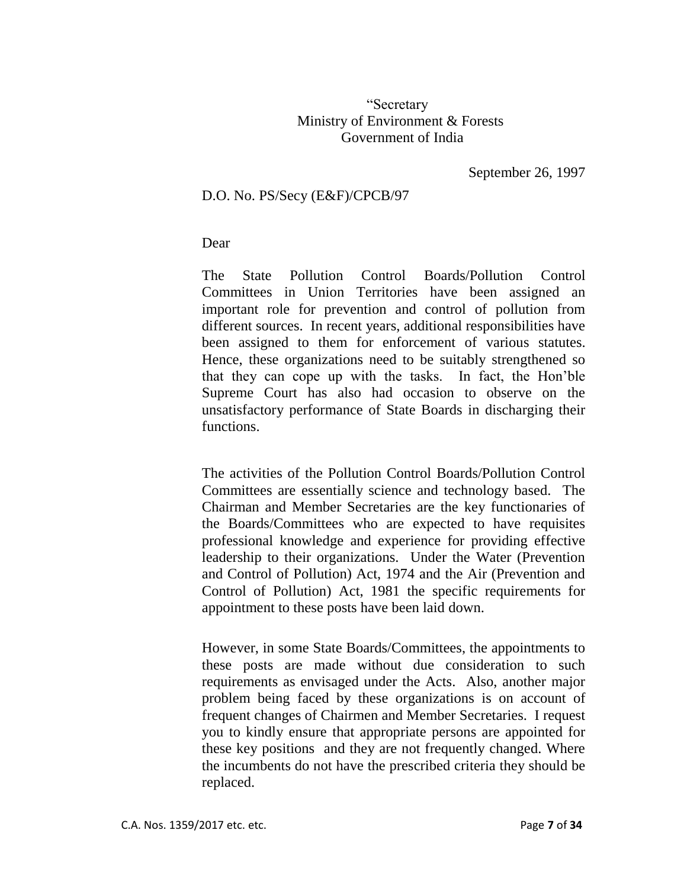"Secretary
Ministry of Environment & Forests
Government of India

September 26, 1997

D.O. No. PS/Secy (E&F)/CPCB/97

Dear

The State Pollution Control Boards/Pollution Control Committees in Union Territories have been assigned an important role for prevention and control of pollution from different sources. In recent years, additional responsibilities have been assigned to them for enforcement of various statutes. Hence, these organizations need to be suitably strengthened so that they can cope up with the tasks. In fact, the Hon'ble Supreme Court has also had occasion to observe on the unsatisfactory performance of State Boards in discharging their functions.

The activities of the Pollution Control Boards/Pollution Control Committees are essentially science and technology based. The Chairman and Member Secretaries are the key functionaries of the Boards/Committees who are expected to have requisites professional knowledge and experience for providing effective leadership to their organizations. Under the Water (Prevention and Control of Pollution) Act, 1974 and the Air (Prevention and Control of Pollution) Act, 1981 the specific requirements for appointment to these posts have been laid down.

However, in some State Boards/Committees, the appointments to these posts are made without due consideration to such requirements as envisaged under the Acts. Also, another major problem being faced by these organizations is on account of frequent changes of Chairmen and Member Secretaries. I request you to kindly ensure that appropriate persons are appointed for these key positions and they are not frequently changed. Where the incumbents do not have the prescribed criteria they should be replaced.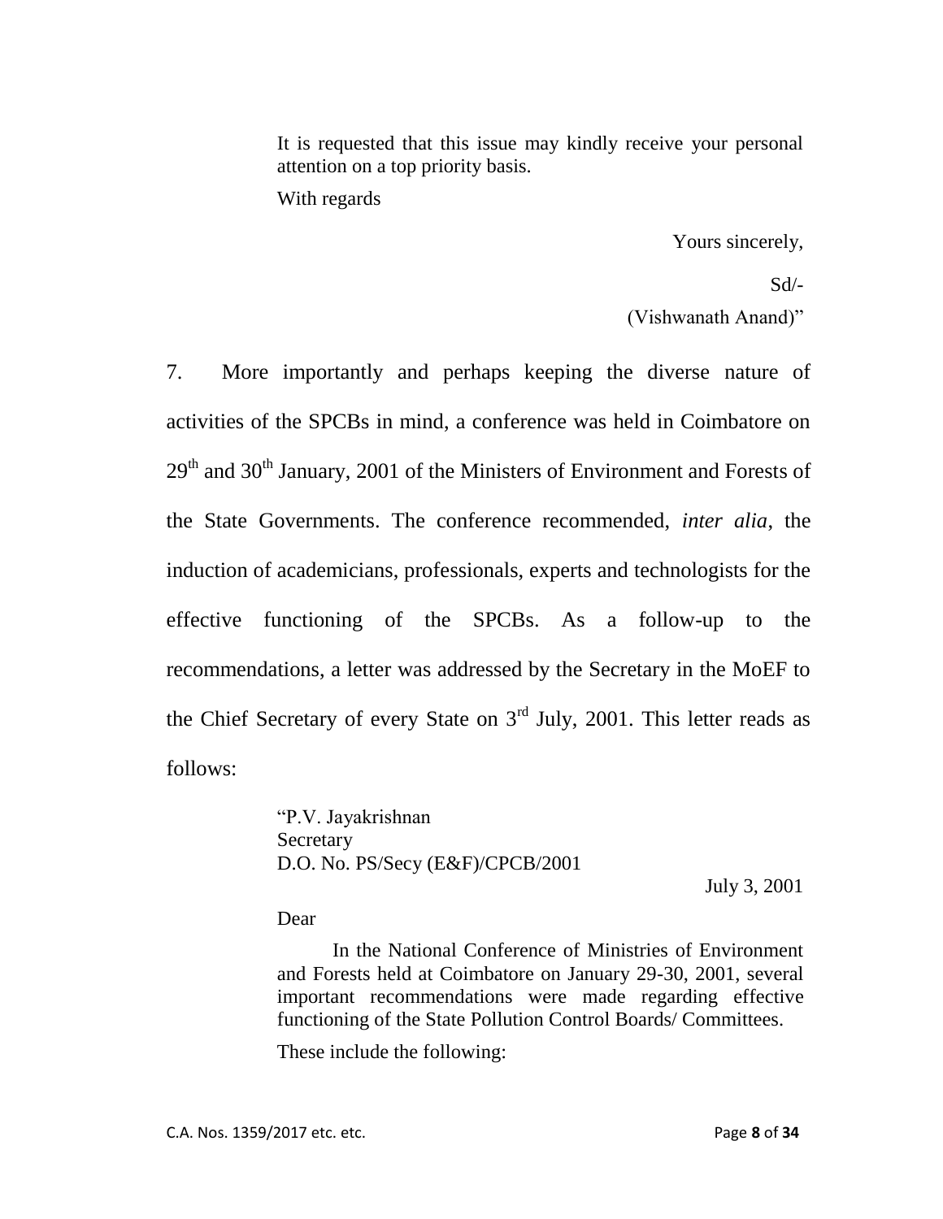> It is requested that this issue may kindly receive your personal attention on a top priority basis.
>
> With regards
>
> Yours sincerely,
>
> Sd/-
>
> (Vishwanath Anand)"

7. More importantly and perhaps keeping the diverse nature of activities of the SPCBs in mind, a conference was held in Coimbatore on 29th and 30th January, 2001 of the Ministers of Environment and Forests of the State Governments. The conference recommended, *inter alia*, the induction of academicians, professionals, experts and technologists for the effective functioning of the SPCBs. As a follow-up to the recommendations, a letter was addressed by the Secretary in the MoEF to the Chief Secretary of every State on 3rd July, 2001. This letter reads as follows:

> "P.V. Jayakrishnan
> Secretary
> D.O. No. PS/Secy (E&F)/CPCB/2001
>
> July 3, 2001
>
> Dear
>
> In the National Conference of Ministries of Environment and Forests held at Coimbatore on January 29-30, 2001, several important recommendations were made regarding effective functioning of the State Pollution Control Boards/ Committees.
>
> These include the following: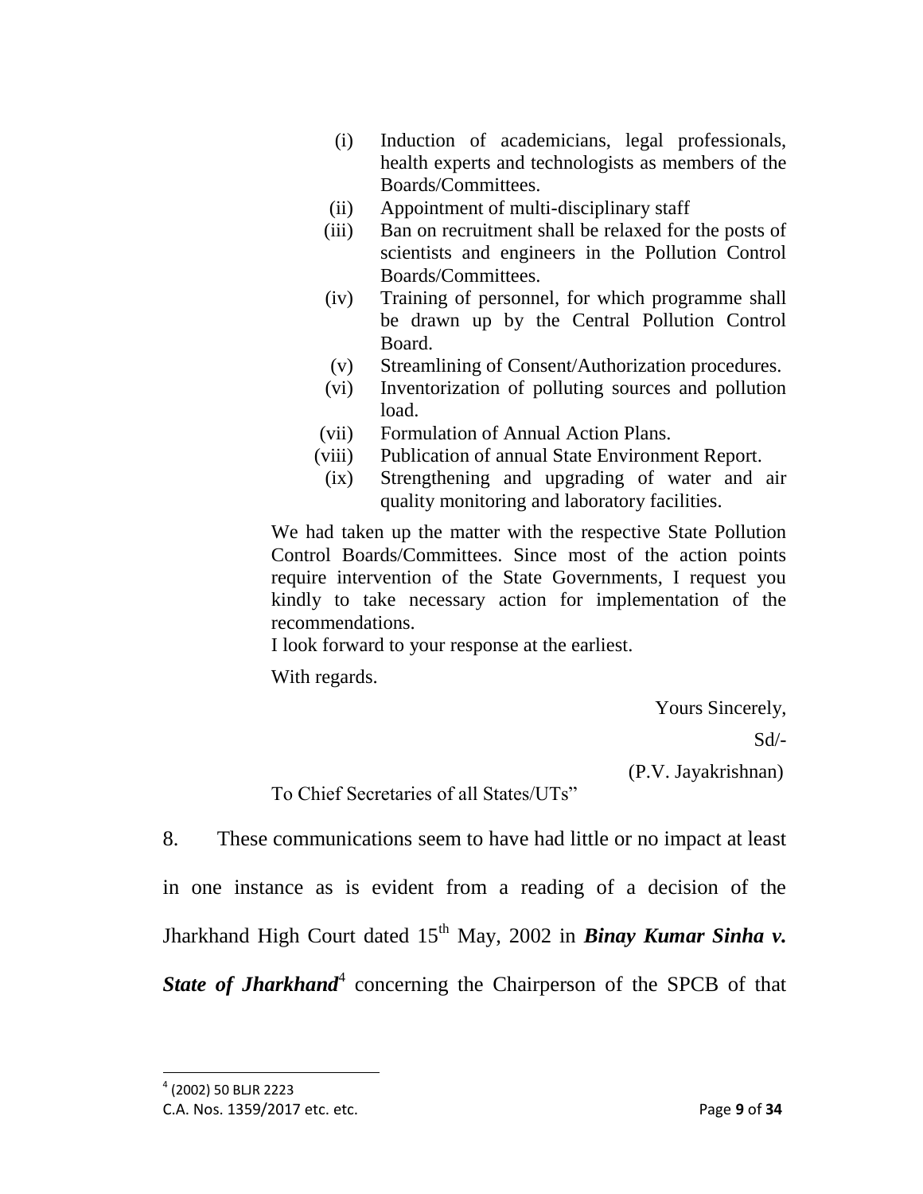(i) Induction of academicians, legal professionals, health experts and technologists as members of the Boards/Committees.
(ii) Appointment of multi-disciplinary staff
(iii) Ban on recruitment shall be relaxed for the posts of scientists and engineers in the Pollution Control Boards/Committees.
(iv) Training of personnel, for which programme shall be drawn up by the Central Pollution Control Board.
(v) Streamlining of Consent/Authorization procedures.
(vi) Inventorization of polluting sources and pollution load.
(vii) Formulation of Annual Action Plans.
(viii) Publication of annual State Environment Report.
(ix) Strengthening and upgrading of water and air quality monitoring and laboratory facilities.

We had taken up the matter with the respective State Pollution Control Boards/Committees. Since most of the action points require intervention of the State Governments, I request you kindly to take necessary action for implementation of the recommendations.

I look forward to your response at the earliest.

With regards.

Yours Sincerely,

Sd/-

(P.V. Jayakrishnan)

To Chief Secretaries of all States/UTs"

8. These communications seem to have had little or no impact at least in one instance as is evident from a reading of a decision of the Jharkhand High Court dated 15th May, 2002 in ***Binay Kumar Sinha v. State of Jharkhand***[4] concerning the Chairperson of the SPCB of that

[4] (2002) 50 BLJR 2223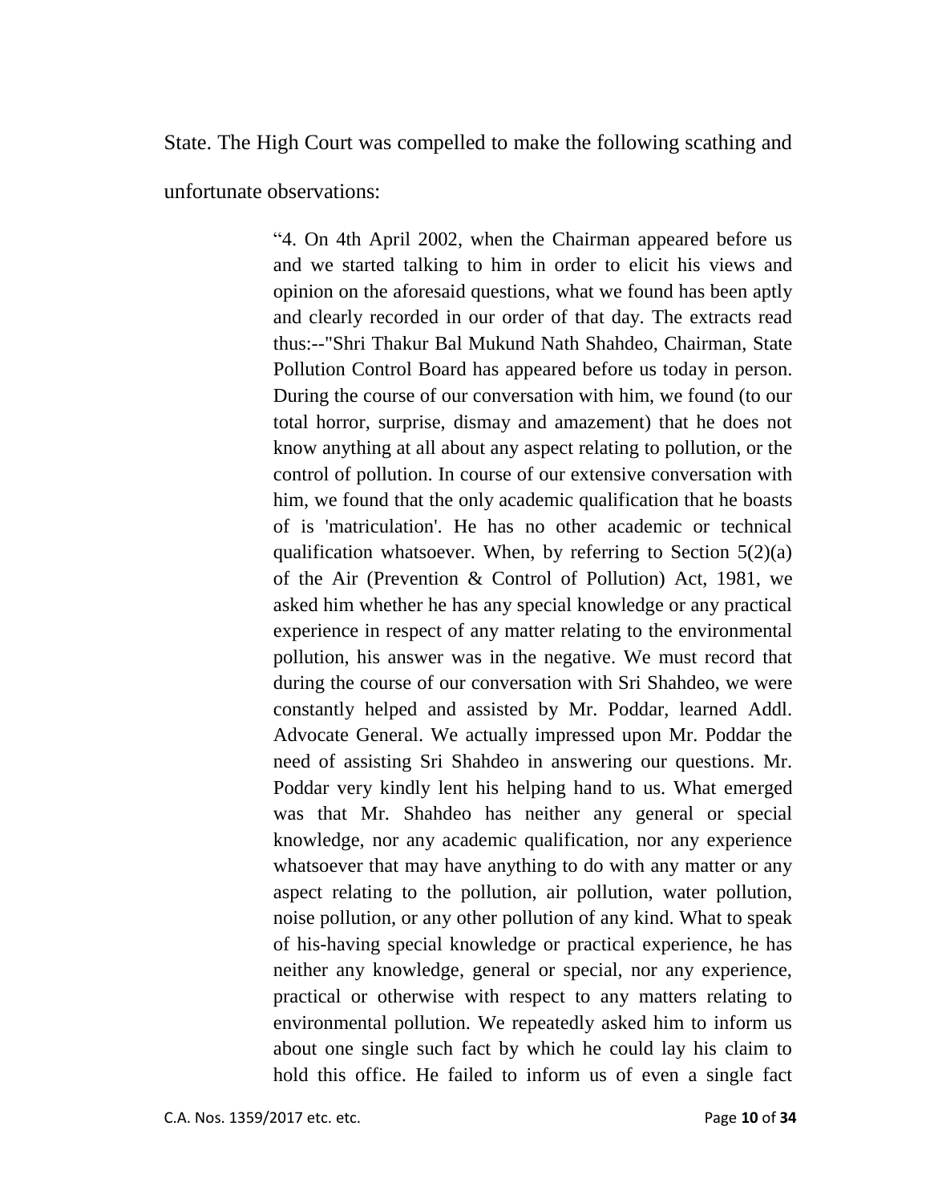State. The High Court was compelled to make the following scathing and unfortunate observations:

> "4. On 4th April 2002, when the Chairman appeared before us and we started talking to him in order to elicit his views and opinion on the aforesaid questions, what we found has been aptly and clearly recorded in our order of that day. The extracts read thus:--"Shri Thakur Bal Mukund Nath Shahdeo, Chairman, State Pollution Control Board has appeared before us today in person. During the course of our conversation with him, we found (to our total horror, surprise, dismay and amazement) that he does not know anything at all about any aspect relating to pollution, or the control of pollution. In course of our extensive conversation with him, we found that the only academic qualification that he boasts of is 'matriculation'. He has no other academic or technical qualification whatsoever. When, by referring to Section 5(2)(a) of the Air (Prevention & Control of Pollution) Act, 1981, we asked him whether he has any special knowledge or any practical experience in respect of any matter relating to the environmental pollution, his answer was in the negative. We must record that during the course of our conversation with Sri Shahdeo, we were constantly helped and assisted by Mr. Poddar, learned Addl. Advocate General. We actually impressed upon Mr. Poddar the need of assisting Sri Shahdeo in answering our questions. Mr. Poddar very kindly lent his helping hand to us. What emerged was that Mr. Shahdeo has neither any general or special knowledge, nor any academic qualification, nor any experience whatsoever that may have anything to do with any matter or any aspect relating to the pollution, air pollution, water pollution, noise pollution, or any other pollution of any kind. What to speak of his-having special knowledge or practical experience, he has neither any knowledge, general or special, nor any experience, practical or otherwise with respect to any matters relating to environmental pollution. We repeatedly asked him to inform us about one single such fact by which he could lay his claim to hold this office. He failed to inform us of even a single fact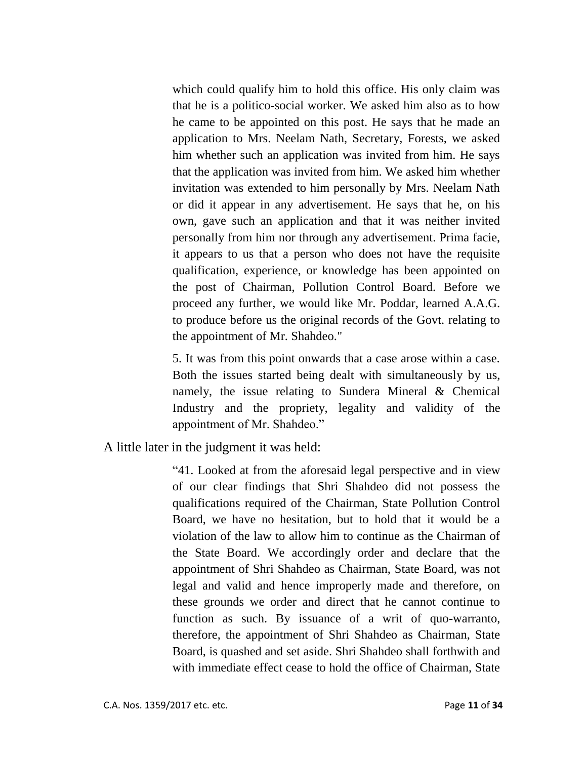> which could qualify him to hold this office. His only claim was that he is a politico-social worker. We asked him also as to how he came to be appointed on this post. He says that he made an application to Mrs. Neelam Nath, Secretary, Forests, we asked him whether such an application was invited from him. He says that the application was invited from him. We asked him whether invitation was extended to him personally by Mrs. Neelam Nath or did it appear in any advertisement. He says that he, on his own, gave such an application and that it was neither invited personally from him nor through any advertisement. Prima facie, it appears to us that a person who does not have the requisite qualification, experience, or knowledge has been appointed on the post of Chairman, Pollution Control Board. Before we proceed any further, we would like Mr. Poddar, learned A.A.G. to produce before us the original records of the Govt. relating to the appointment of Mr. Shahdeo."
>
> 5. It was from this point onwards that a case arose within a case. Both the issues started being dealt with simultaneously by us, namely, the issue relating to Sundera Mineral & Chemical Industry and the propriety, legality and validity of the appointment of Mr. Shahdeo."

A little later in the judgment it was held:

> "41. Looked at from the aforesaid legal perspective and in view of our clear findings that Shri Shahdeo did not possess the qualifications required of the Chairman, State Pollution Control Board, we have no hesitation, but to hold that it would be a violation of the law to allow him to continue as the Chairman of the State Board. We accordingly order and declare that the appointment of Shri Shahdeo as Chairman, State Board, was not legal and valid and hence improperly made and therefore, on these grounds we order and direct that he cannot continue to function as such. By issuance of a writ of quo-warranto, therefore, the appointment of Shri Shahdeo as Chairman, State Board, is quashed and set aside. Shri Shahdeo shall forthwith and with immediate effect cease to hold the office of Chairman, State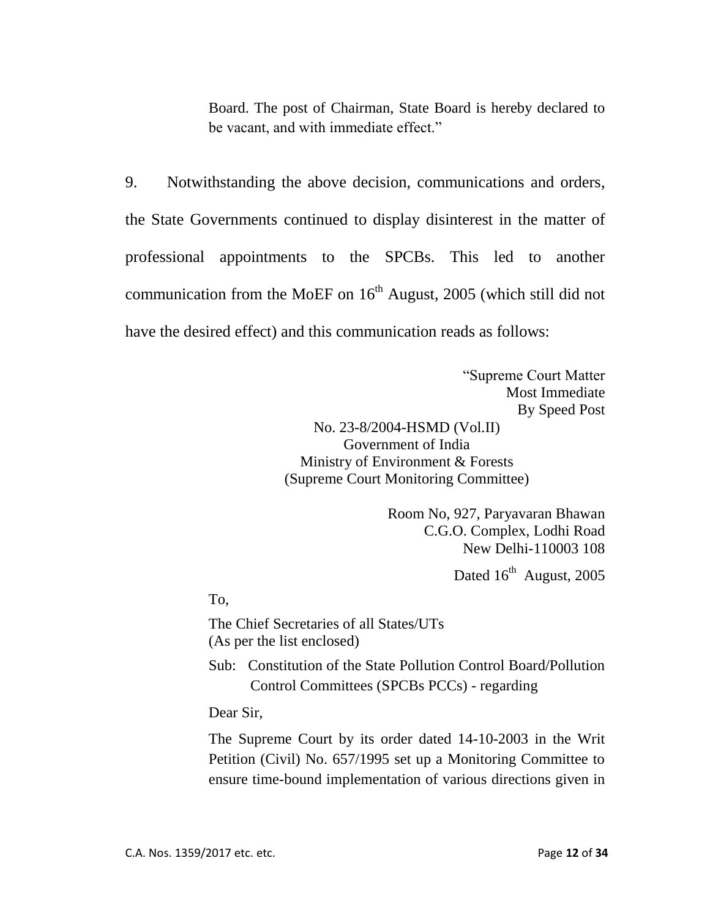Board. The post of Chairman, State Board is hereby declared to be vacant, and with immediate effect."

9. Notwithstanding the above decision, communications and orders, the State Governments continued to display disinterest in the matter of professional appointments to the SPCBs. This led to another communication from the MoEF on 16th August, 2005 (which still did not have the desired effect) and this communication reads as follows:

"Supreme Court Matter
Most Immediate
By Speed Post

No. 23-8/2004-HSMD (Vol.II)
Government of India
Ministry of Environment & Forests
(Supreme Court Monitoring Committee)

Room No, 927, Paryavaran Bhawan
C.G.O. Complex, Lodhi Road
New Delhi-110003 108

Dated 16th August, 2005

To,

The Chief Secretaries of all States/UTs
(As per the list enclosed)

Sub: Constitution of the State Pollution Control Board/Pollution Control Committees (SPCBs PCCs) - regarding

Dear Sir,

The Supreme Court by its order dated 14-10-2003 in the Writ Petition (Civil) No. 657/1995 set up a Monitoring Committee to ensure time-bound implementation of various directions given in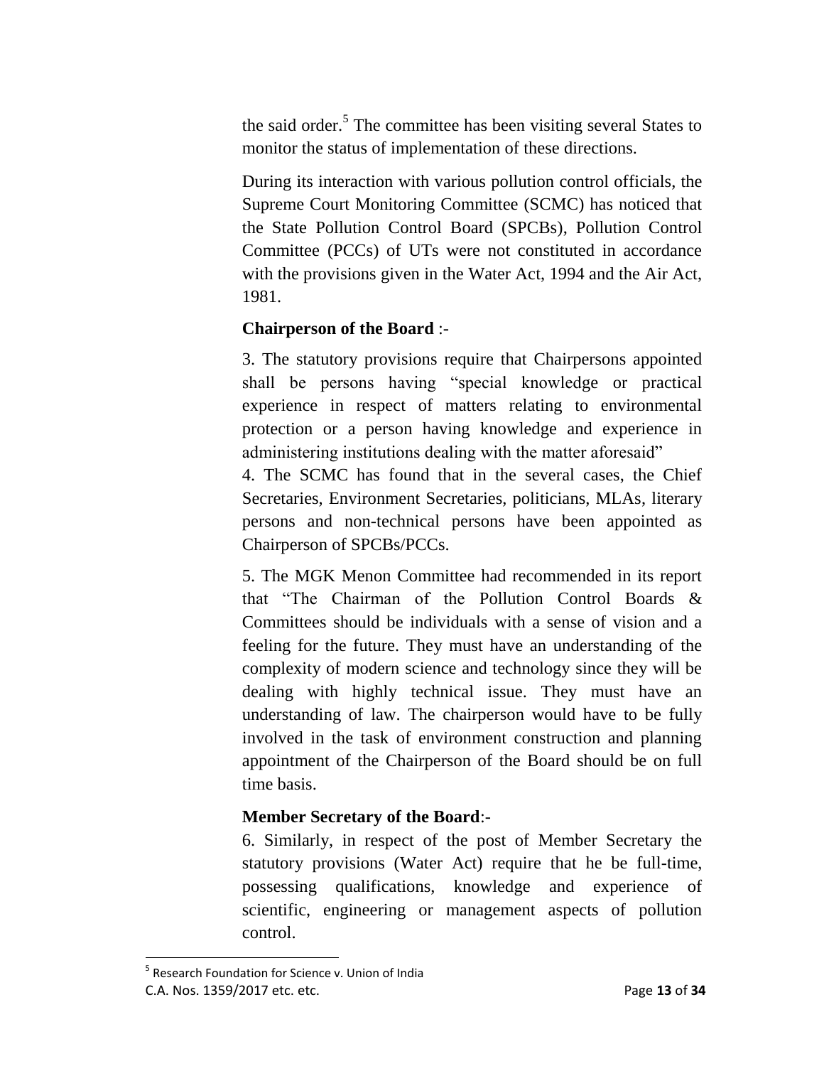the said order.[5] The committee has been visiting several States to monitor the status of implementation of these directions.

During its interaction with various pollution control officials, the Supreme Court Monitoring Committee (SCMC) has noticed that the State Pollution Control Board (SPCBs), Pollution Control Committee (PCCs) of UTs were not constituted in accordance with the provisions given in the Water Act, 1994 and the Air Act, 1981.

**Chairperson of the Board** :-

3. The statutory provisions require that Chairpersons appointed shall be persons having "special knowledge or practical experience in respect of matters relating to environmental protection or a person having knowledge and experience in administering institutions dealing with the matter aforesaid"

4. The SCMC has found that in the several cases, the Chief Secretaries, Environment Secretaries, politicians, MLAs, literary persons and non-technical persons have been appointed as Chairperson of SPCBs/PCCs.

5. The MGK Menon Committee had recommended in its report that "The Chairman of the Pollution Control Boards & Committees should be individuals with a sense of vision and a feeling for the future. They must have an understanding of the complexity of modern science and technology since they will be dealing with highly technical issue. They must have an understanding of law. The chairperson would have to be fully involved in the task of environment construction and planning appointment of the Chairperson of the Board should be on full time basis.

**Member Secretary of the Board**:-

6. Similarly, in respect of the post of Member Secretary the statutory provisions (Water Act) require that he be full-time, possessing qualifications, knowledge and experience of scientific, engineering or management aspects of pollution control.

---

[5] Research Foundation for Science v. Union of India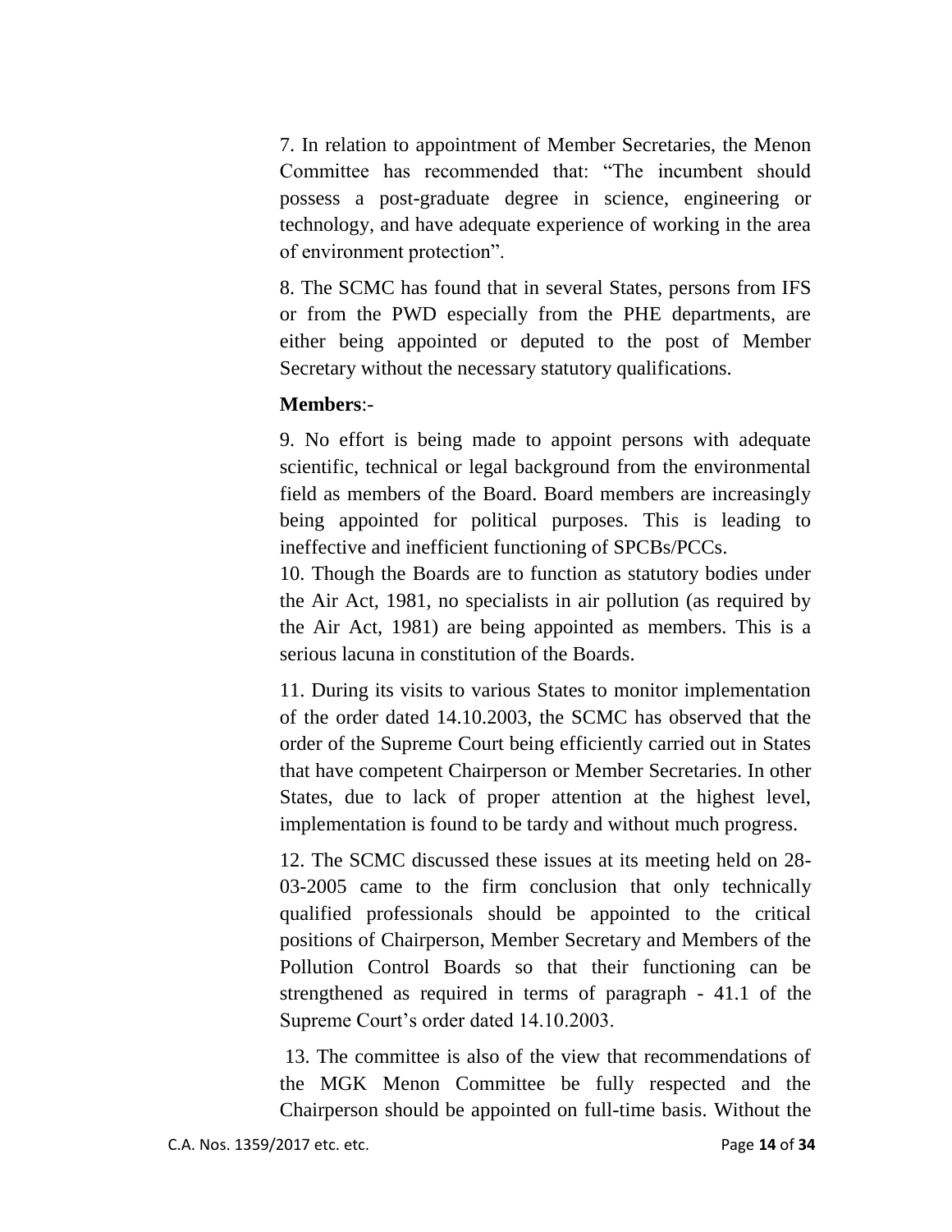7. In relation to appointment of Member Secretaries, the Menon Committee has recommended that: "The incumbent should possess a post-graduate degree in science, engineering or technology, and have adequate experience of working in the area of environment protection".

8. The SCMC has found that in several States, persons from IFS or from the PWD especially from the PHE departments, are either being appointed or deputed to the post of Member Secretary without the necessary statutory qualifications.

**Members**:-

9. No effort is being made to appoint persons with adequate scientific, technical or legal background from the environmental field as members of the Board. Board members are increasingly being appointed for political purposes. This is leading to ineffective and inefficient functioning of SPCBs/PCCs.

10. Though the Boards are to function as statutory bodies under the Air Act, 1981, no specialists in air pollution (as required by the Air Act, 1981) are being appointed as members. This is a serious lacuna in constitution of the Boards.

11. During its visits to various States to monitor implementation of the order dated 14.10.2003, the SCMC has observed that the order of the Supreme Court being efficiently carried out in States that have competent Chairperson or Member Secretaries. In other States, due to lack of proper attention at the highest level, implementation is found to be tardy and without much progress.

12. The SCMC discussed these issues at its meeting held on 28-03-2005 came to the firm conclusion that only technically qualified professionals should be appointed to the critical positions of Chairperson, Member Secretary and Members of the Pollution Control Boards so that their functioning can be strengthened as required in terms of paragraph - 41.1 of the Supreme Court's order dated 14.10.2003.

13. The committee is also of the view that recommendations of the MGK Menon Committee be fully respected and the Chairperson should be appointed on full-time basis. Without the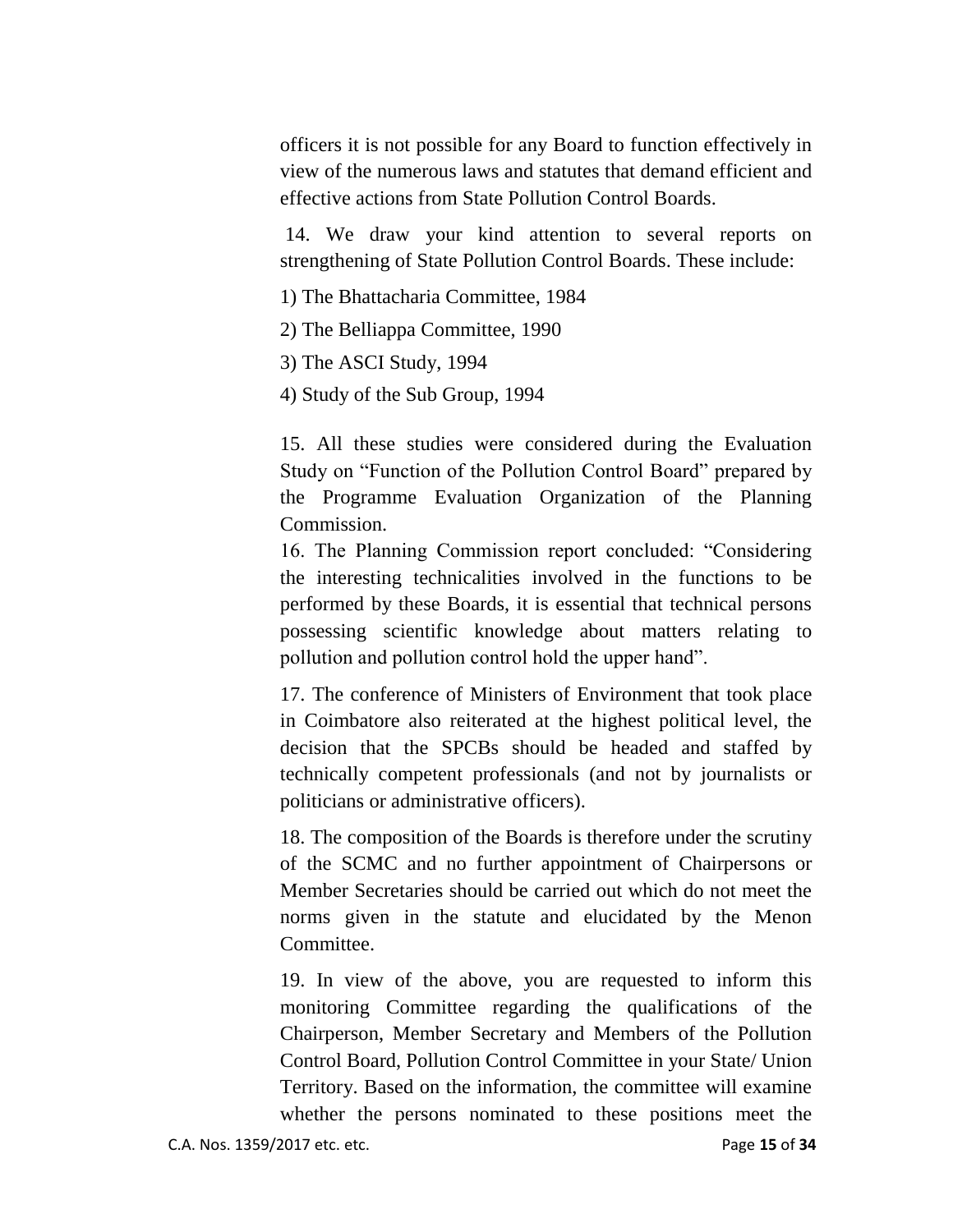officers it is not possible for any Board to function effectively in view of the numerous laws and statutes that demand efficient and effective actions from State Pollution Control Boards.

14. We draw your kind attention to several reports on strengthening of State Pollution Control Boards. These include:

1) The Bhattacharia Committee, 1984

2) The Belliappa Committee, 1990

3) The ASCI Study, 1994

4) Study of the Sub Group, 1994

15. All these studies were considered during the Evaluation Study on "Function of the Pollution Control Board" prepared by the Programme Evaluation Organization of the Planning Commission.

16. The Planning Commission report concluded: "Considering the interesting technicalities involved in the functions to be performed by these Boards, it is essential that technical persons possessing scientific knowledge about matters relating to pollution and pollution control hold the upper hand".

17. The conference of Ministers of Environment that took place in Coimbatore also reiterated at the highest political level, the decision that the SPCBs should be headed and staffed by technically competent professionals (and not by journalists or politicians or administrative officers).

18. The composition of the Boards is therefore under the scrutiny of the SCMC and no further appointment of Chairpersons or Member Secretaries should be carried out which do not meet the norms given in the statute and elucidated by the Menon Committee.

19. In view of the above, you are requested to inform this monitoring Committee regarding the qualifications of the Chairperson, Member Secretary and Members of the Pollution Control Board, Pollution Control Committee in your State/ Union Territory. Based on the information, the committee will examine whether the persons nominated to these positions meet the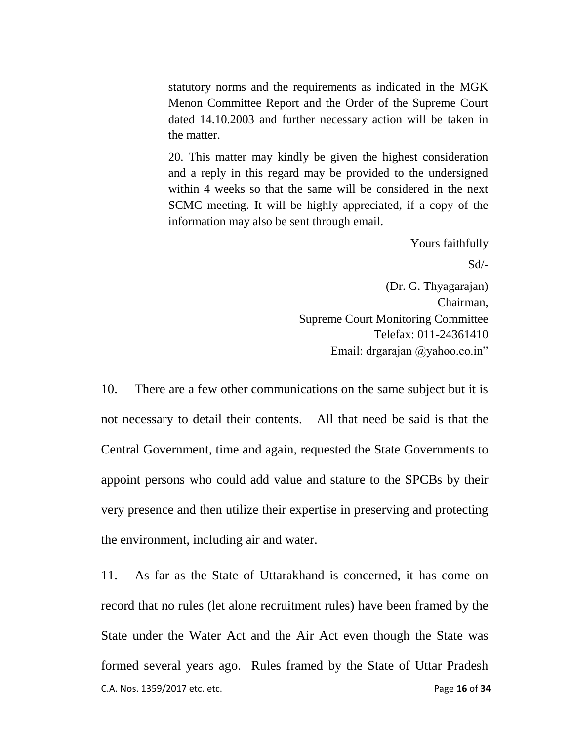> statutory norms and the requirements as indicated in the MGK Menon Committee Report and the Order of the Supreme Court dated 14.10.2003 and further necessary action will be taken in the matter.
>
> 20. This matter may kindly be given the highest consideration and a reply in this regard may be provided to the undersigned within 4 weeks so that the same will be considered in the next SCMC meeting. It will be highly appreciated, if a copy of the information may also be sent through email.
>
> Yours faithfully
>
> Sd/-
>
> (Dr. G. Thyagarajan)
> Chairman,
> Supreme Court Monitoring Committee
> Telefax: 011-24361410
> Email: drgarajan @yahoo.co.in"

10. There are a few other communications on the same subject but it is not necessary to detail their contents. All that need be said is that the Central Government, time and again, requested the State Governments to appoint persons who could add value and stature to the SPCBs by their very presence and then utilize their expertise in preserving and protecting the environment, including air and water.

11. As far as the State of Uttarakhand is concerned, it has come on record that no rules (let alone recruitment rules) have been framed by the State under the Water Act and the Air Act even though the State was formed several years ago. Rules framed by the State of Uttar Pradesh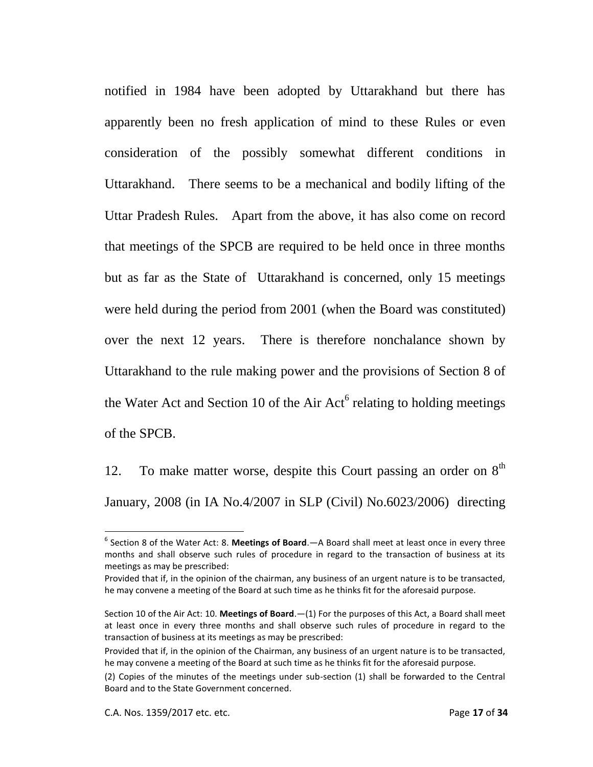notified in 1984 have been adopted by Uttarakhand but there has apparently been no fresh application of mind to these Rules or even consideration of the possibly somewhat different conditions in Uttarakhand. There seems to be a mechanical and bodily lifting of the Uttar Pradesh Rules. Apart from the above, it has also come on record that meetings of the SPCB are required to be held once in three months but as far as the State of Uttarakhand is concerned, only 15 meetings were held during the period from 2001 (when the Board was constituted) over the next 12 years. There is therefore nonchalance shown by Uttarakhand to the rule making power and the provisions of Section 8 of the Water Act and Section 10 of the Air Act[6] relating to holding meetings of the SPCB.

12. To make matter worse, despite this Court passing an order on 8th January, 2008 (in IA No.4/2007 in SLP (Civil) No.6023/2006) directing

---

[6] Section 8 of the Water Act: 8. **Meetings of Board**.—A Board shall meet at least once in every three months and shall observe such rules of procedure in regard to the transaction of business at its meetings as may be prescribed:

Provided that if, in the opinion of the chairman, any business of an urgent nature is to be transacted, he may convene a meeting of the Board at such time as he thinks fit for the aforesaid purpose.

Section 10 of the Air Act: 10. **Meetings of Board**.—(1) For the purposes of this Act, a Board shall meet at least once in every three months and shall observe such rules of procedure in regard to the transaction of business at its meetings as may be prescribed:

Provided that if, in the opinion of the Chairman, any business of an urgent nature is to be transacted, he may convene a meeting of the Board at such time as he thinks fit for the aforesaid purpose.

(2) Copies of the minutes of the meetings under sub-section (1) shall be forwarded to the Central Board and to the State Government concerned.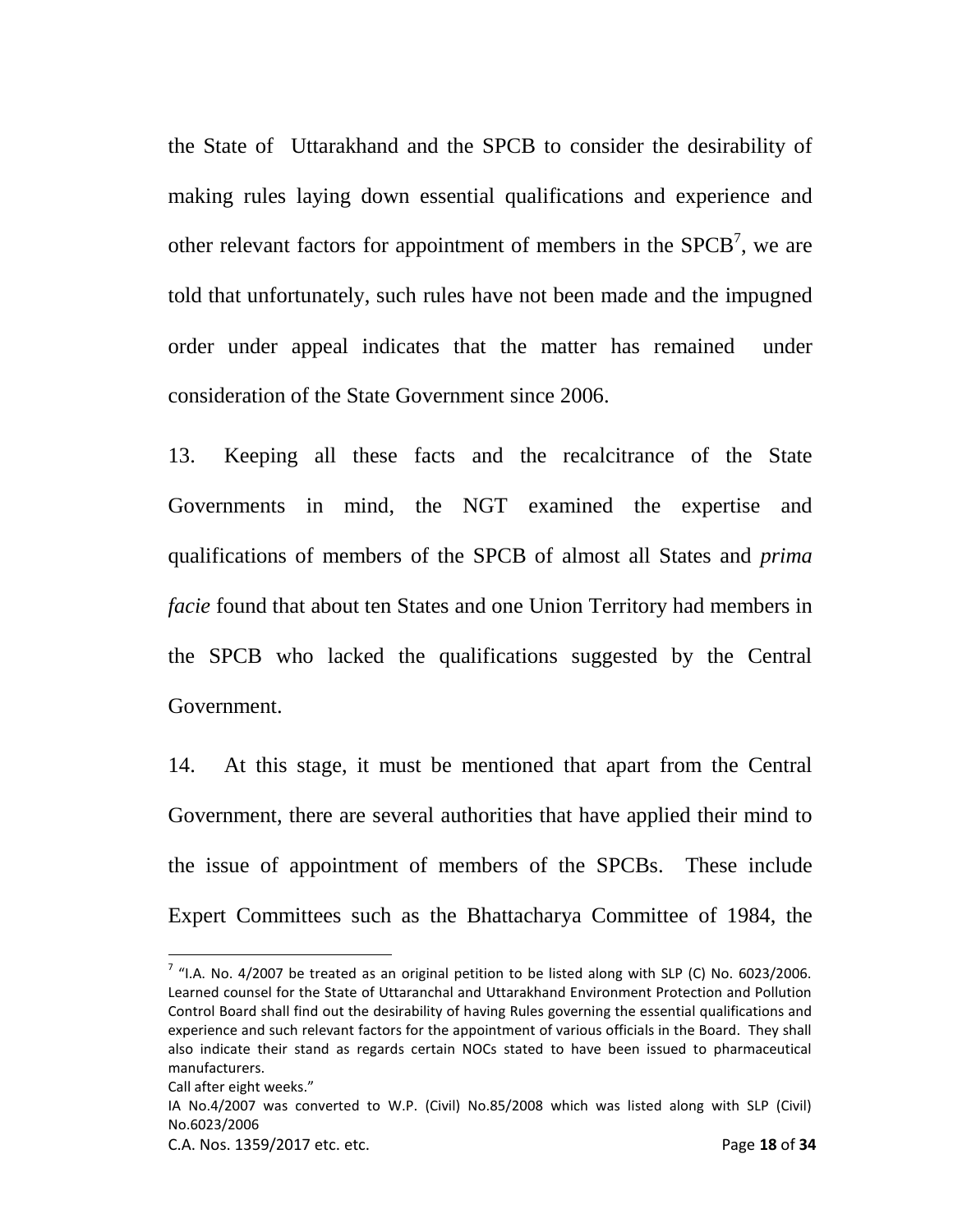the State of Uttarakhand and the SPCB to consider the desirability of making rules laying down essential qualifications and experience and other relevant factors for appointment of members in the SPCB[7], we are told that unfortunately, such rules have not been made and the impugned order under appeal indicates that the matter has remained under consideration of the State Government since 2006.

13. Keeping all these facts and the recalcitrance of the State Governments in mind, the NGT examined the expertise and qualifications of members of the SPCB of almost all States and *prima facie* found that about ten States and one Union Territory had members in the SPCB who lacked the qualifications suggested by the Central Government.

14. At this stage, it must be mentioned that apart from the Central Government, there are several authorities that have applied their mind to the issue of appointment of members of the SPCBs. These include Expert Committees such as the Bhattacharya Committee of 1984, the

---

[7] "I.A. No. 4/2007 be treated as an original petition to be listed along with SLP (C) No. 6023/2006. Learned counsel for the State of Uttaranchal and Uttarakhand Environment Protection and Pollution Control Board shall find out the desirability of having Rules governing the essential qualifications and experience and such relevant factors for the appointment of various officials in the Board. They shall also indicate their stand as regards certain NOCs stated to have been issued to pharmaceutical manufacturers.
Call after eight weeks."
IA No.4/2007 was converted to W.P. (Civil) No.85/2008 which was listed along with SLP (Civil) No.6023/2006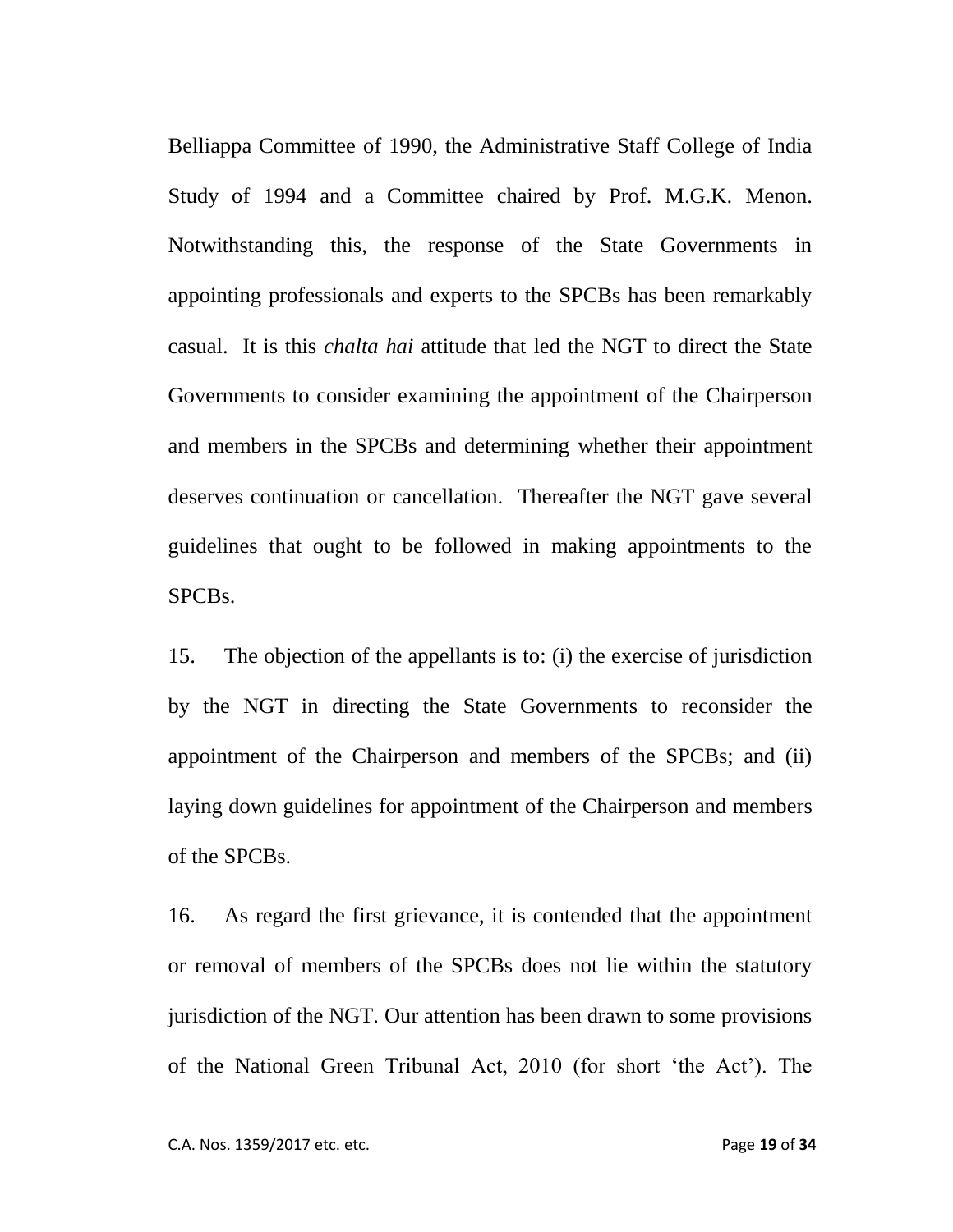Belliappa Committee of 1990, the Administrative Staff College of India Study of 1994 and a Committee chaired by Prof. M.G.K. Menon. Notwithstanding this, the response of the State Governments in appointing professionals and experts to the SPCBs has been remarkably casual. It is this *chalta hai* attitude that led the NGT to direct the State Governments to consider examining the appointment of the Chairperson and members in the SPCBs and determining whether their appointment deserves continuation or cancellation. Thereafter the NGT gave several guidelines that ought to be followed in making appointments to the SPCBs.

15. The objection of the appellants is to: (i) the exercise of jurisdiction by the NGT in directing the State Governments to reconsider the appointment of the Chairperson and members of the SPCBs; and (ii) laying down guidelines for appointment of the Chairperson and members of the SPCBs.

16. As regard the first grievance, it is contended that the appointment or removal of members of the SPCBs does not lie within the statutory jurisdiction of the NGT. Our attention has been drawn to some provisions of the National Green Tribunal Act, 2010 (for short 'the Act'). The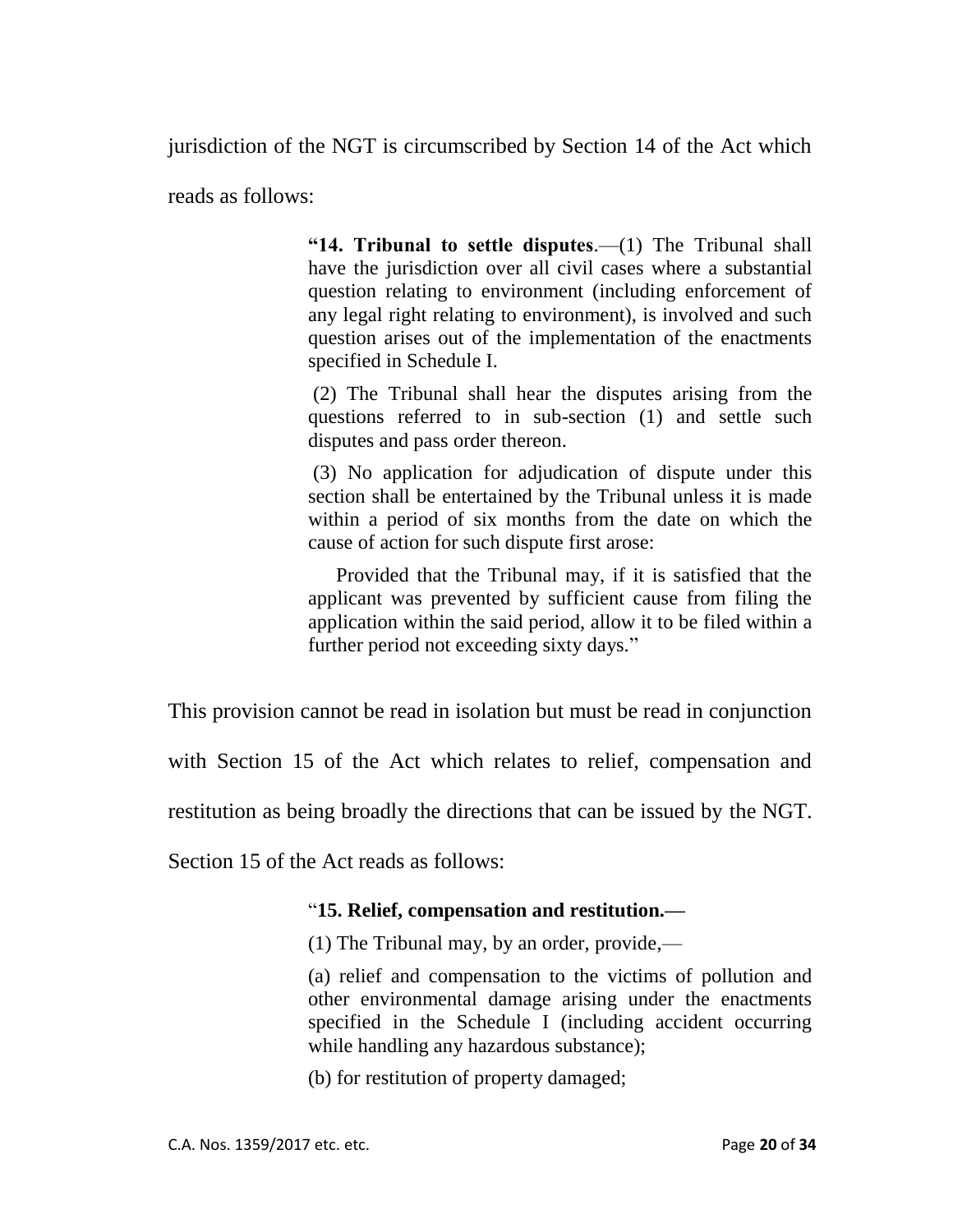jurisdiction of the NGT is circumscribed by Section 14 of the Act which reads as follows:

> **"14. Tribunal to settle disputes**.—(1) The Tribunal shall have the jurisdiction over all civil cases where a substantial question relating to environment (including enforcement of any legal right relating to environment), is involved and such question arises out of the implementation of the enactments specified in Schedule I.
>
> (2) The Tribunal shall hear the disputes arising from the questions referred to in sub-section (1) and settle such disputes and pass order thereon.
>
> (3) No application for adjudication of dispute under this section shall be entertained by the Tribunal unless it is made within a period of six months from the date on which the cause of action for such dispute first arose:
>
> Provided that the Tribunal may, if it is satisfied that the applicant was prevented by sufficient cause from filing the application within the said period, allow it to be filed within a further period not exceeding sixty days."

This provision cannot be read in isolation but must be read in conjunction with Section 15 of the Act which relates to relief, compensation and restitution as being broadly the directions that can be issued by the NGT. Section 15 of the Act reads as follows:

> "**15. Relief, compensation and restitution.—**
>
> (1) The Tribunal may, by an order, provide,—
>
> (a) relief and compensation to the victims of pollution and other environmental damage arising under the enactments specified in the Schedule I (including accident occurring while handling any hazardous substance);
>
> (b) for restitution of property damaged;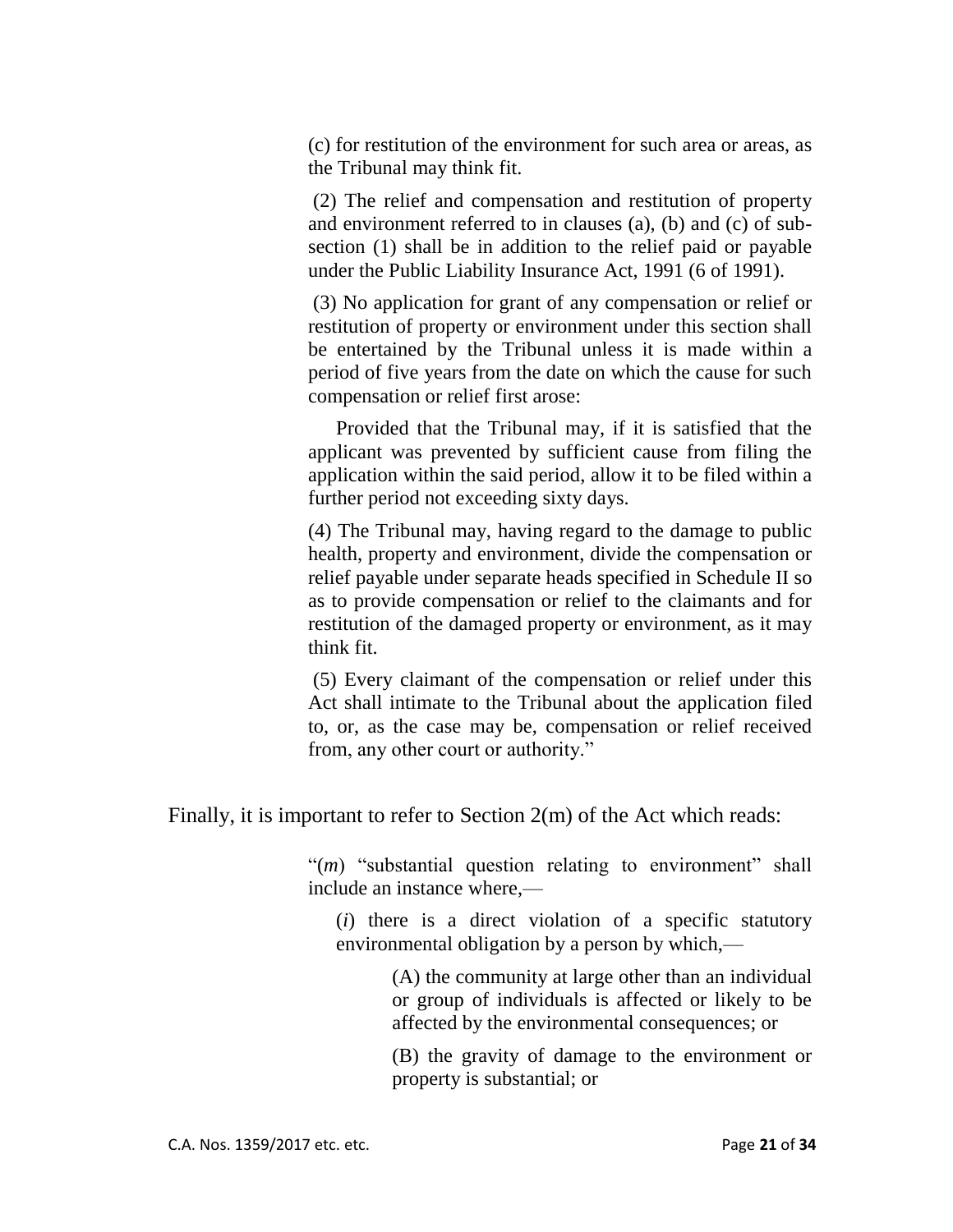> (c) for restitution of the environment for such area or areas, as the Tribunal may think fit.
>
> (2) The relief and compensation and restitution of property and environment referred to in clauses (a), (b) and (c) of sub-section (1) shall be in addition to the relief paid or payable under the Public Liability Insurance Act, 1991 (6 of 1991).
>
> (3) No application for grant of any compensation or relief or restitution of property or environment under this section shall be entertained by the Tribunal unless it is made within a period of five years from the date on which the cause for such compensation or relief first arose:
>
> Provided that the Tribunal may, if it is satisfied that the applicant was prevented by sufficient cause from filing the application within the said period, allow it to be filed within a further period not exceeding sixty days.
>
> (4) The Tribunal may, having regard to the damage to public health, property and environment, divide the compensation or relief payable under separate heads specified in Schedule II so as to provide compensation or relief to the claimants and for restitution of the damaged property or environment, as it may think fit.
>
> (5) Every claimant of the compensation or relief under this Act shall intimate to the Tribunal about the application filed to, or, as the case may be, compensation or relief received from, any other court or authority."

Finally, it is important to refer to Section 2(m) of the Act which reads:

> "(*m*) "substantial question relating to environment" shall include an instance where,—
>
> (*i*) there is a direct violation of a specific statutory environmental obligation by a person by which,—
>
> (A) the community at large other than an individual or group of individuals is affected or likely to be affected by the environmental consequences; or
>
> (B) the gravity of damage to the environment or property is substantial; or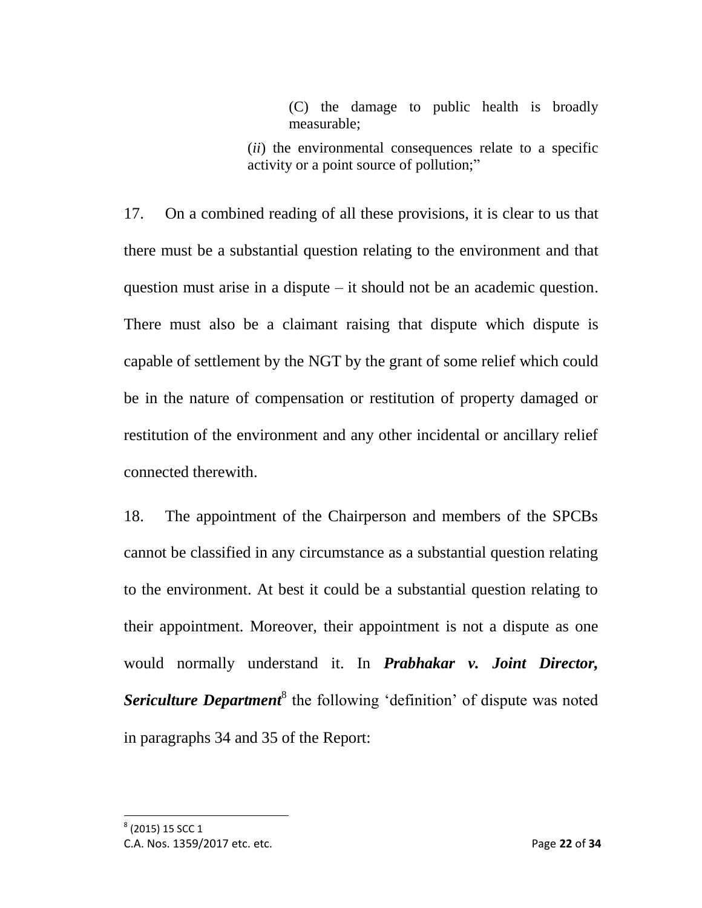> (C) the damage to public health is broadly measurable;
>
> (*ii*) the environmental consequences relate to a specific activity or a point source of pollution;"

17. On a combined reading of all these provisions, it is clear to us that there must be a substantial question relating to the environment and that question must arise in a dispute – it should not be an academic question. There must also be a claimant raising that dispute which dispute is capable of settlement by the NGT by the grant of some relief which could be in the nature of compensation or restitution of property damaged or restitution of the environment and any other incidental or ancillary relief connected therewith.

18. The appointment of the Chairperson and members of the SPCBs cannot be classified in any circumstance as a substantial question relating to the environment. At best it could be a substantial question relating to their appointment. Moreover, their appointment is not a dispute as one would normally understand it. In ***Prabhakar v. Joint Director, Sericulture Department***[8] the following 'definition' of dispute was noted in paragraphs 34 and 35 of the Report:

---

[8] (2015) 15 SCC 1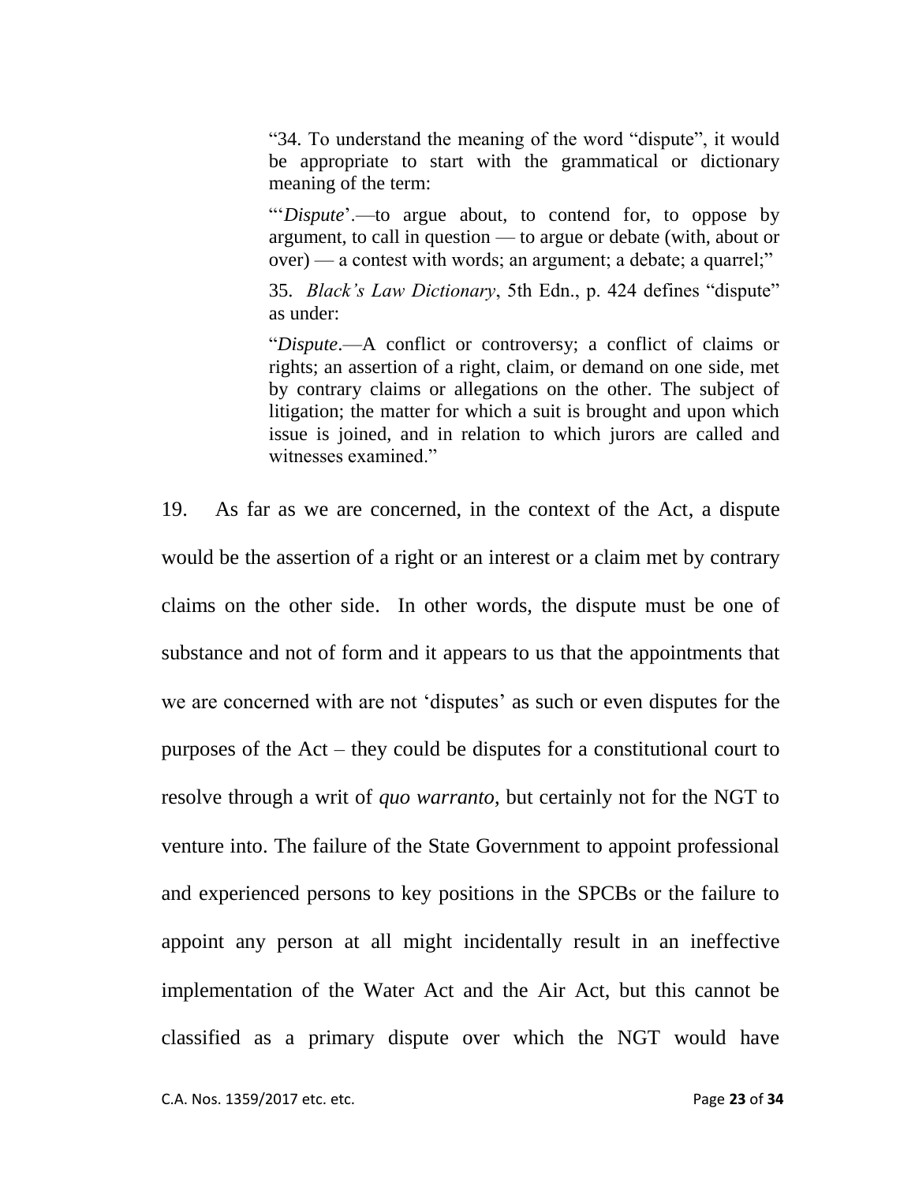> "34. To understand the meaning of the word "dispute", it would be appropriate to start with the grammatical or dictionary meaning of the term:
>
> "'*Dispute*'.—to argue about, to contend for, to oppose by argument, to call in question — to argue or debate (with, about or over) — a contest with words; an argument; a debate; a quarrel;"
>
> 35. *Black's Law Dictionary*, 5th Edn., p. 424 defines "dispute" as under:
>
> "*Dispute*.—A conflict or controversy; a conflict of claims or rights; an assertion of a right, claim, or demand on one side, met by contrary claims or allegations on the other. The subject of litigation; the matter for which a suit is brought and upon which issue is joined, and in relation to which jurors are called and witnesses examined."

19. As far as we are concerned, in the context of the Act, a dispute would be the assertion of a right or an interest or a claim met by contrary claims on the other side. In other words, the dispute must be one of substance and not of form and it appears to us that the appointments that we are concerned with are not 'disputes' as such or even disputes for the purposes of the Act – they could be disputes for a constitutional court to resolve through a writ of *quo warranto*, but certainly not for the NGT to venture into. The failure of the State Government to appoint professional and experienced persons to key positions in the SPCBs or the failure to appoint any person at all might incidentally result in an ineffective implementation of the Water Act and the Air Act, but this cannot be classified as a primary dispute over which the NGT would have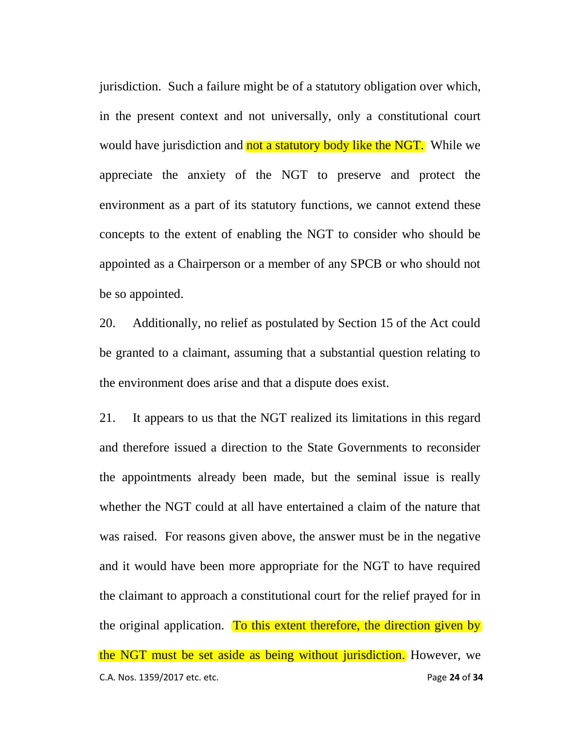jurisdiction. Such a failure might be of a statutory obligation over which, in the present context and not universally, only a constitutional court would have jurisdiction and not a statutory body like the NGT. While we appreciate the anxiety of the NGT to preserve and protect the environment as a part of its statutory functions, we cannot extend these concepts to the extent of enabling the NGT to consider who should be appointed as a Chairperson or a member of any SPCB or who should not be so appointed.

20. Additionally, no relief as postulated by Section 15 of the Act could be granted to a claimant, assuming that a substantial question relating to the environment does arise and that a dispute does exist.

21. It appears to us that the NGT realized its limitations in this regard and therefore issued a direction to the State Governments to reconsider the appointments already been made, but the seminal issue is really whether the NGT could at all have entertained a claim of the nature that was raised. For reasons given above, the answer must be in the negative and it would have been more appropriate for the NGT to have required the claimant to approach a constitutional court for the relief prayed for in the original application. To this extent therefore, the direction given by the NGT must be set aside as being without jurisdiction. However, we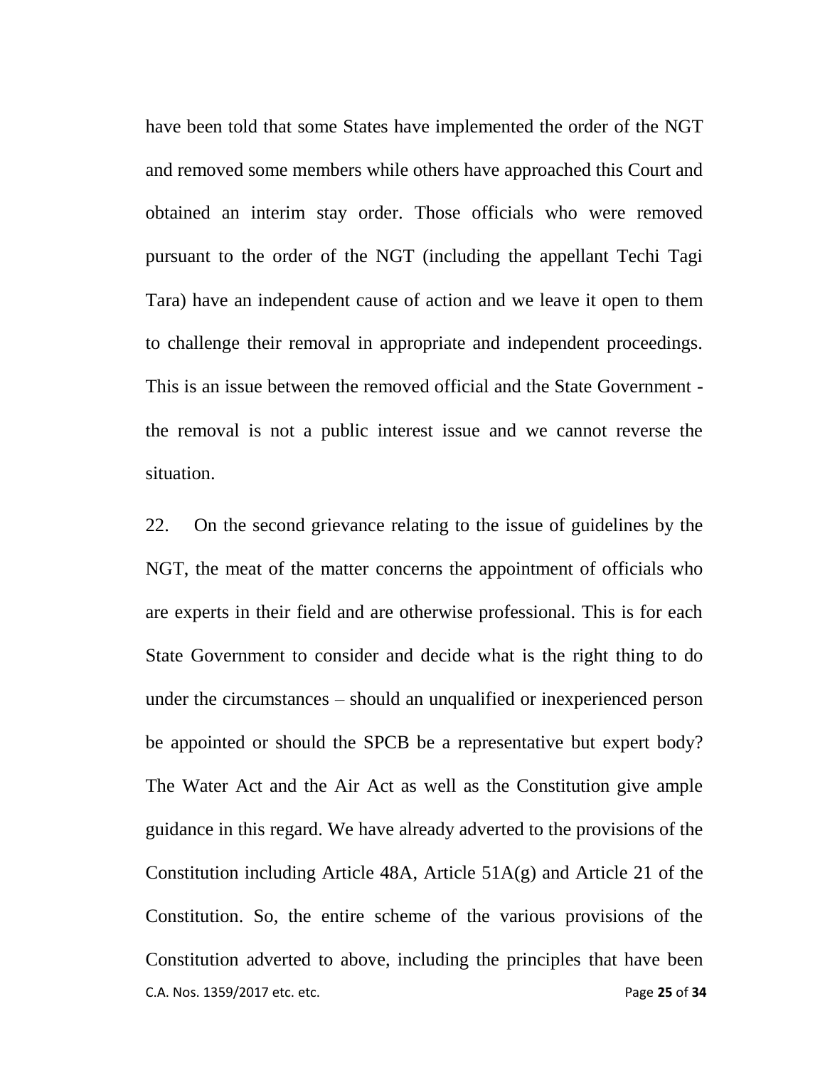have been told that some States have implemented the order of the NGT and removed some members while others have approached this Court and obtained an interim stay order. Those officials who were removed pursuant to the order of the NGT (including the appellant Techi Tagi Tara) have an independent cause of action and we leave it open to them to challenge their removal in appropriate and independent proceedings. This is an issue between the removed official and the State Government - the removal is not a public interest issue and we cannot reverse the situation.

22. On the second grievance relating to the issue of guidelines by the NGT, the meat of the matter concerns the appointment of officials who are experts in their field and are otherwise professional. This is for each State Government to consider and decide what is the right thing to do under the circumstances – should an unqualified or inexperienced person be appointed or should the SPCB be a representative but expert body? The Water Act and the Air Act as well as the Constitution give ample guidance in this regard. We have already adverted to the provisions of the Constitution including Article 48A, Article 51A(g) and Article 21 of the Constitution. So, the entire scheme of the various provisions of the Constitution adverted to above, including the principles that have been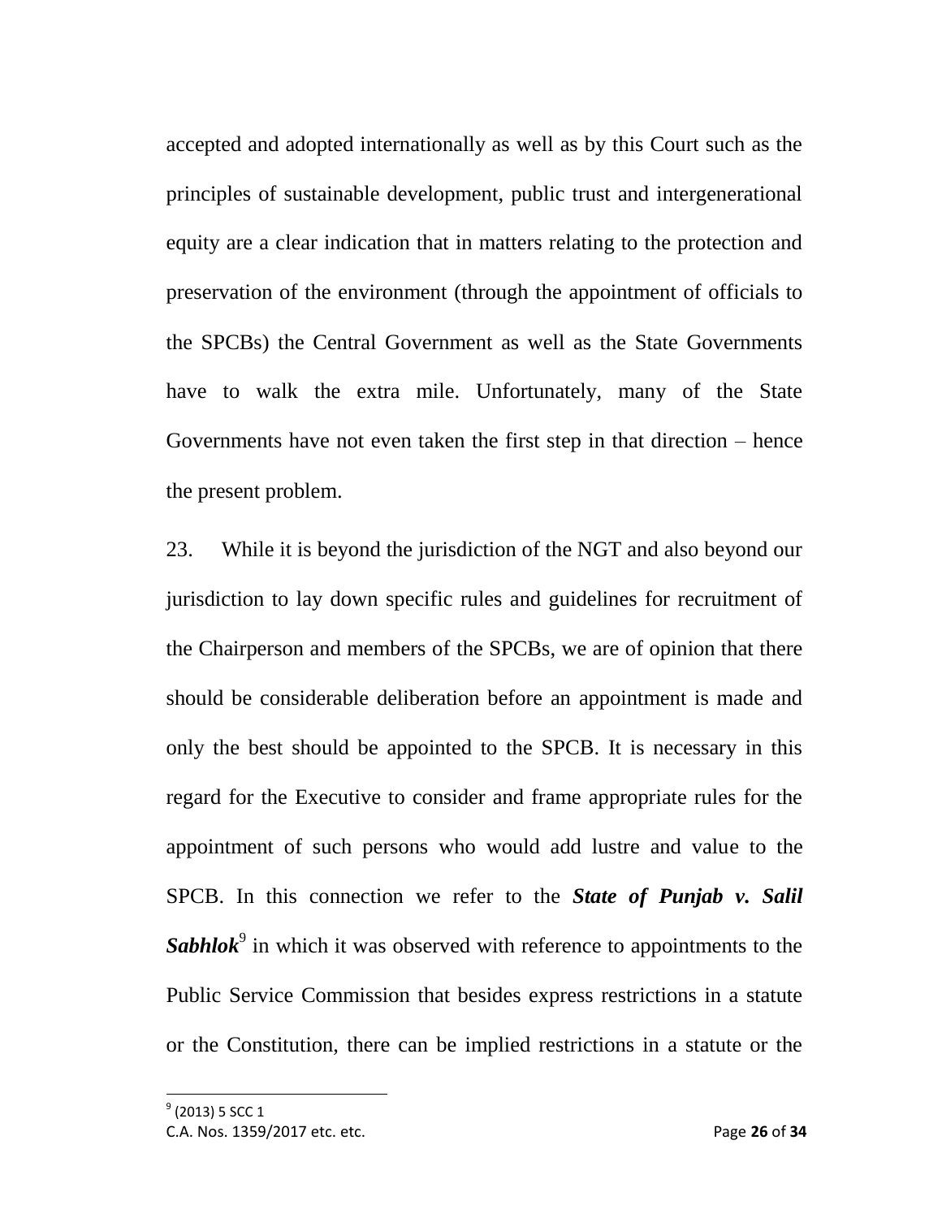accepted and adopted internationally as well as by this Court such as the principles of sustainable development, public trust and intergenerational equity are a clear indication that in matters relating to the protection and preservation of the environment (through the appointment of officials to the SPCBs) the Central Government as well as the State Governments have to walk the extra mile. Unfortunately, many of the State Governments have not even taken the first step in that direction – hence the present problem.

23. While it is beyond the jurisdiction of the NGT and also beyond our jurisdiction to lay down specific rules and guidelines for recruitment of the Chairperson and members of the SPCBs, we are of opinion that there should be considerable deliberation before an appointment is made and only the best should be appointed to the SPCB. It is necessary in this regard for the Executive to consider and frame appropriate rules for the appointment of such persons who would add lustre and value to the SPCB. In this connection we refer to the ***State of Punjab v. Salil Sabhlok***[9] in which it was observed with reference to appointments to the Public Service Commission that besides express restrictions in a statute or the Constitution, there can be implied restrictions in a statute or the

[9] (2013) 5 SCC 1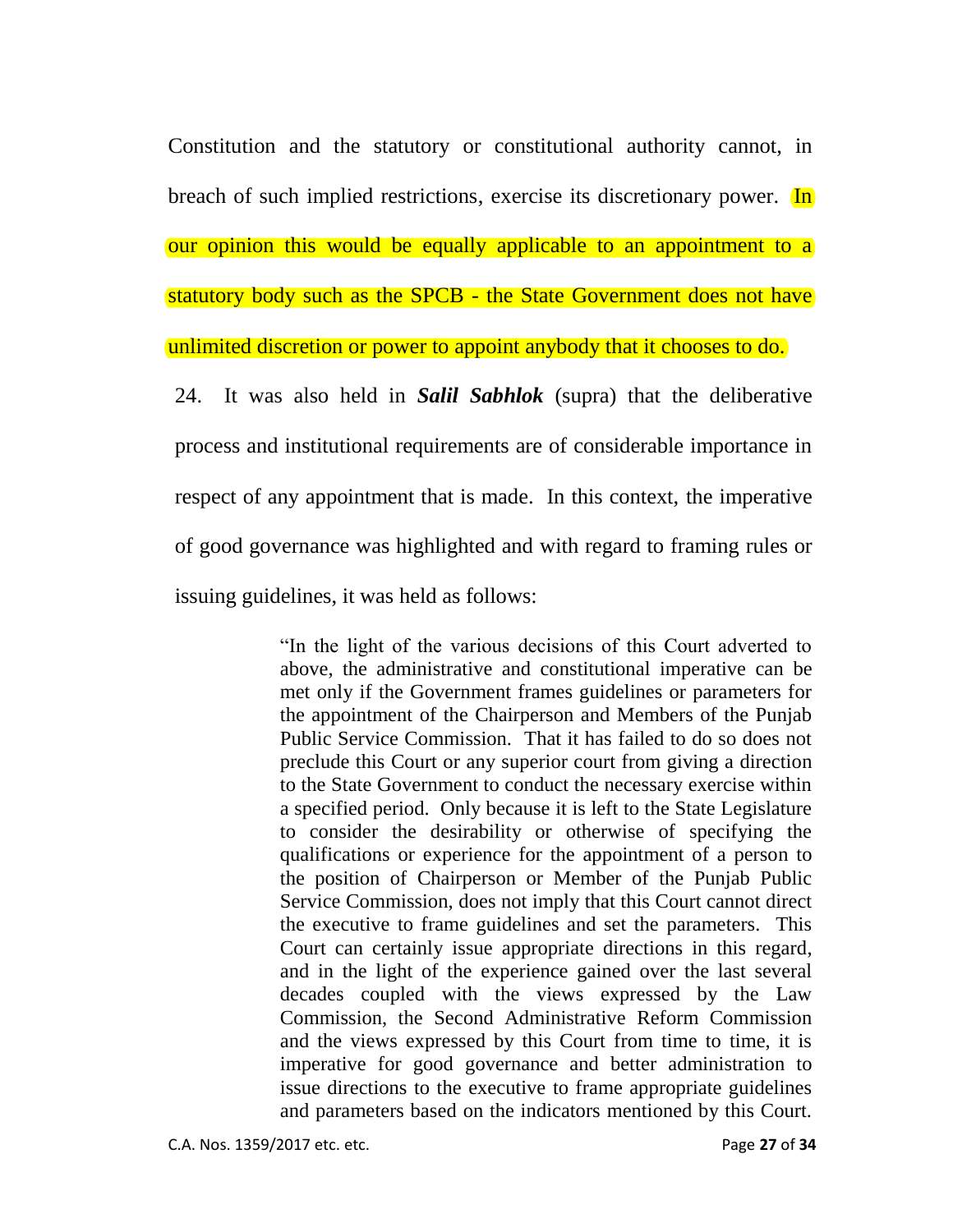Constitution and the statutory or constitutional authority cannot, in breach of such implied restrictions, exercise its discretionary power. In our opinion this would be equally applicable to an appointment to a statutory body such as the SPCB - the State Government does not have unlimited discretion or power to appoint anybody that it chooses to do.

24. It was also held in ***Salil Sabhlok*** (supra) that the deliberative process and institutional requirements are of considerable importance in respect of any appointment that is made. In this context, the imperative of good governance was highlighted and with regard to framing rules or issuing guidelines, it was held as follows:

> "In the light of the various decisions of this Court adverted to above, the administrative and constitutional imperative can be met only if the Government frames guidelines or parameters for the appointment of the Chairperson and Members of the Punjab Public Service Commission. That it has failed to do so does not preclude this Court or any superior court from giving a direction to the State Government to conduct the necessary exercise within a specified period. Only because it is left to the State Legislature to consider the desirability or otherwise of specifying the qualifications or experience for the appointment of a person to the position of Chairperson or Member of the Punjab Public Service Commission, does not imply that this Court cannot direct the executive to frame guidelines and set the parameters. This Court can certainly issue appropriate directions in this regard, and in the light of the experience gained over the last several decades coupled with the views expressed by the Law Commission, the Second Administrative Reform Commission and the views expressed by this Court from time to time, it is imperative for good governance and better administration to issue directions to the executive to frame appropriate guidelines and parameters based on the indicators mentioned by this Court.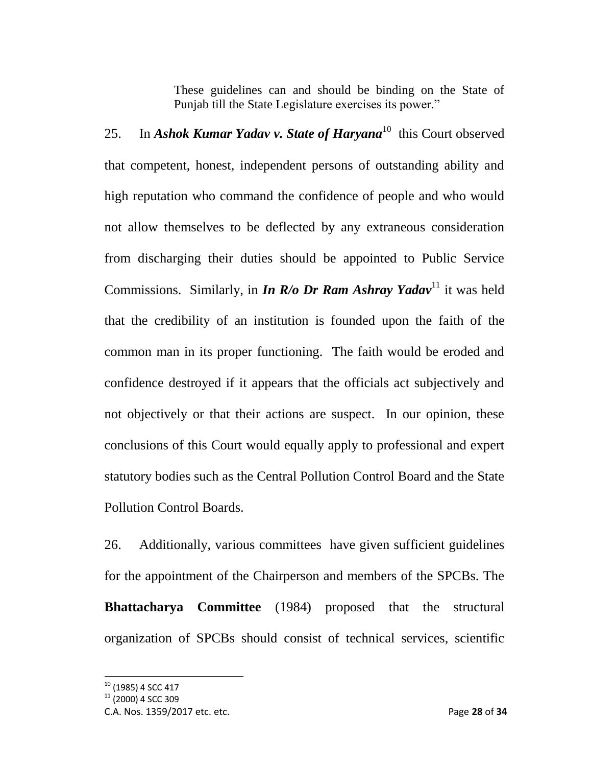> These guidelines can and should be binding on the State of Punjab till the State Legislature exercises its power."

25. In ***Ashok Kumar Yadav v. State of Haryana***[10] this Court observed that competent, honest, independent persons of outstanding ability and high reputation who command the confidence of people and who would not allow themselves to be deflected by any extraneous consideration from discharging their duties should be appointed to Public Service Commissions. Similarly, in ***In R/o Dr Ram Ashray Yadav***[11] it was held that the credibility of an institution is founded upon the faith of the common man in its proper functioning. The faith would be eroded and confidence destroyed if it appears that the officials act subjectively and not objectively or that their actions are suspect. In our opinion, these conclusions of this Court would equally apply to professional and expert statutory bodies such as the Central Pollution Control Board and the State Pollution Control Boards.

26. Additionally, various committees have given sufficient guidelines for the appointment of the Chairperson and members of the SPCBs. The **Bhattacharya Committee** (1984) proposed that the structural organization of SPCBs should consist of technical services, scientific

---

[10] (1985) 4 SCC 417

[11] (2000) 4 SCC 309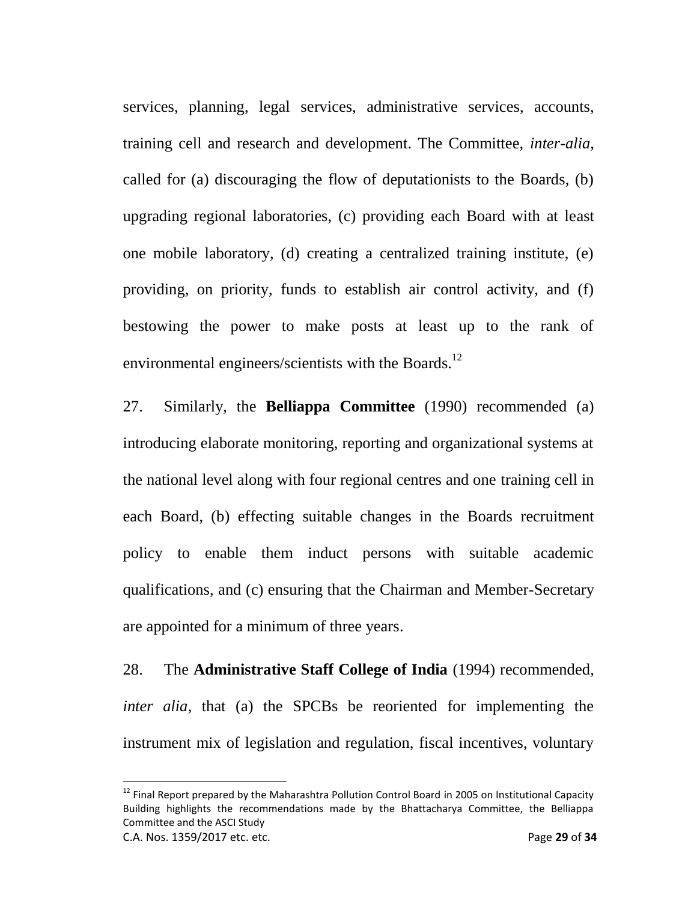services, planning, legal services, administrative services, accounts, training cell and research and development. The Committee, *inter-alia*, called for (a) discouraging the flow of deputationists to the Boards, (b) upgrading regional laboratories, (c) providing each Board with at least one mobile laboratory, (d) creating a centralized training institute, (e) providing, on priority, funds to establish air control activity, and (f) bestowing the power to make posts at least up to the rank of environmental engineers/scientists with the Boards.[12]

27. Similarly, the **Belliappa Committee** (1990) recommended (a) introducing elaborate monitoring, reporting and organizational systems at the national level along with four regional centres and one training cell in each Board, (b) effecting suitable changes in the Boards recruitment policy to enable them induct persons with suitable academic qualifications, and (c) ensuring that the Chairman and Member-Secretary are appointed for a minimum of three years.

28. The **Administrative Staff College of India** (1994) recommended, *inter alia*, that (a) the SPCBs be reoriented for implementing the instrument mix of legislation and regulation, fiscal incentives, voluntary

---

[12] Final Report prepared by the Maharashtra Pollution Control Board in 2005 on Institutional Capacity Building highlights the recommendations made by the Bhattacharya Committee, the Belliappa Committee and the ASCI Study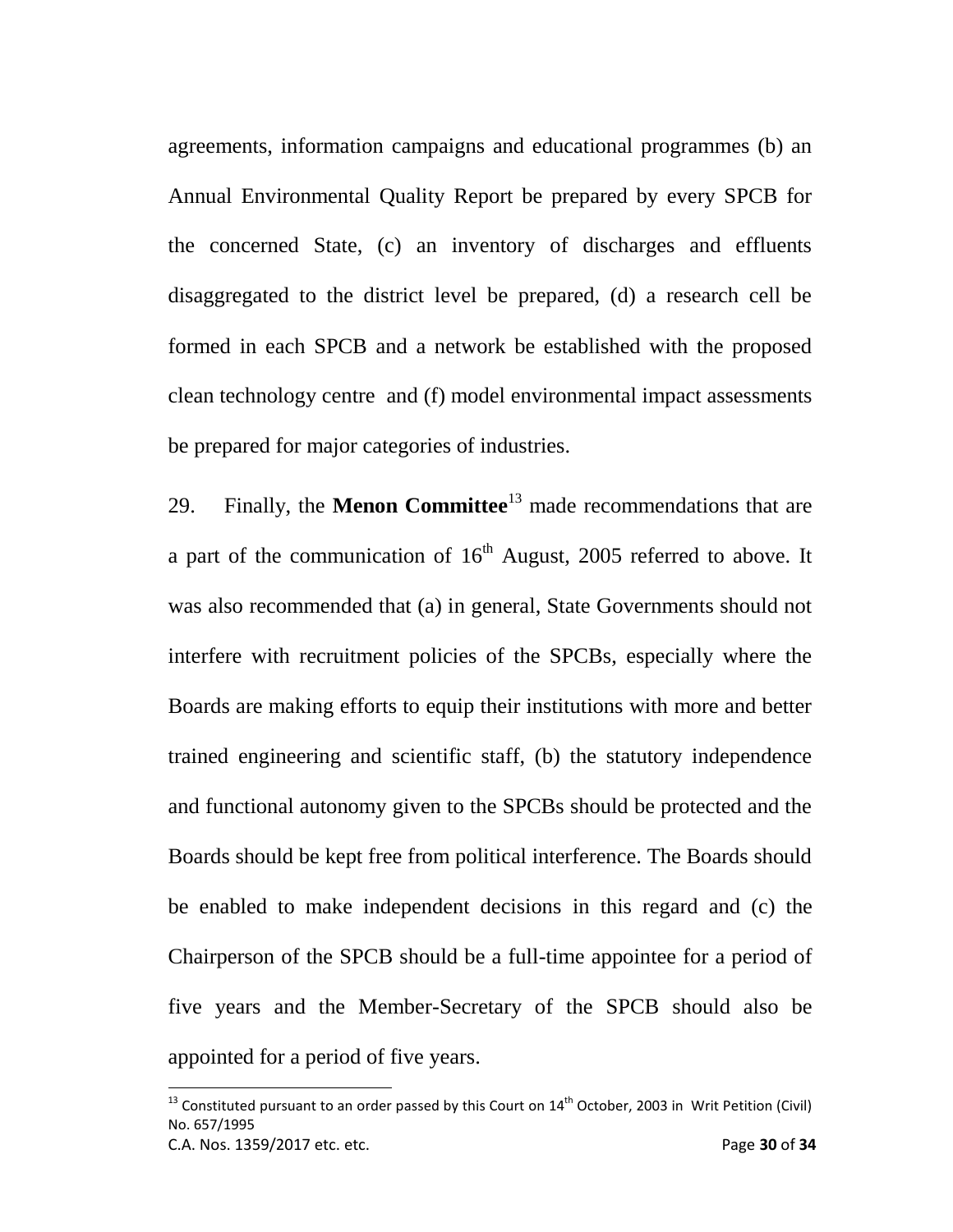agreements, information campaigns and educational programmes (b) an Annual Environmental Quality Report be prepared by every SPCB for the concerned State, (c) an inventory of discharges and effluents disaggregated to the district level be prepared, (d) a research cell be formed in each SPCB and a network be established with the proposed clean technology centre and (f) model environmental impact assessments be prepared for major categories of industries.

29. Finally, the **Menon Committee**[13] made recommendations that are a part of the communication of 16th August, 2005 referred to above. It was also recommended that (a) in general, State Governments should not interfere with recruitment policies of the SPCBs, especially where the Boards are making efforts to equip their institutions with more and better trained engineering and scientific staff, (b) the statutory independence and functional autonomy given to the SPCBs should be protected and the Boards should be kept free from political interference. The Boards should be enabled to make independent decisions in this regard and (c) the Chairperson of the SPCB should be a full-time appointee for a period of five years and the Member-Secretary of the SPCB should also be appointed for a period of five years.

[13] Constituted pursuant to an order passed by this Court on 14th October, 2003 in Writ Petition (Civil) No. 657/1995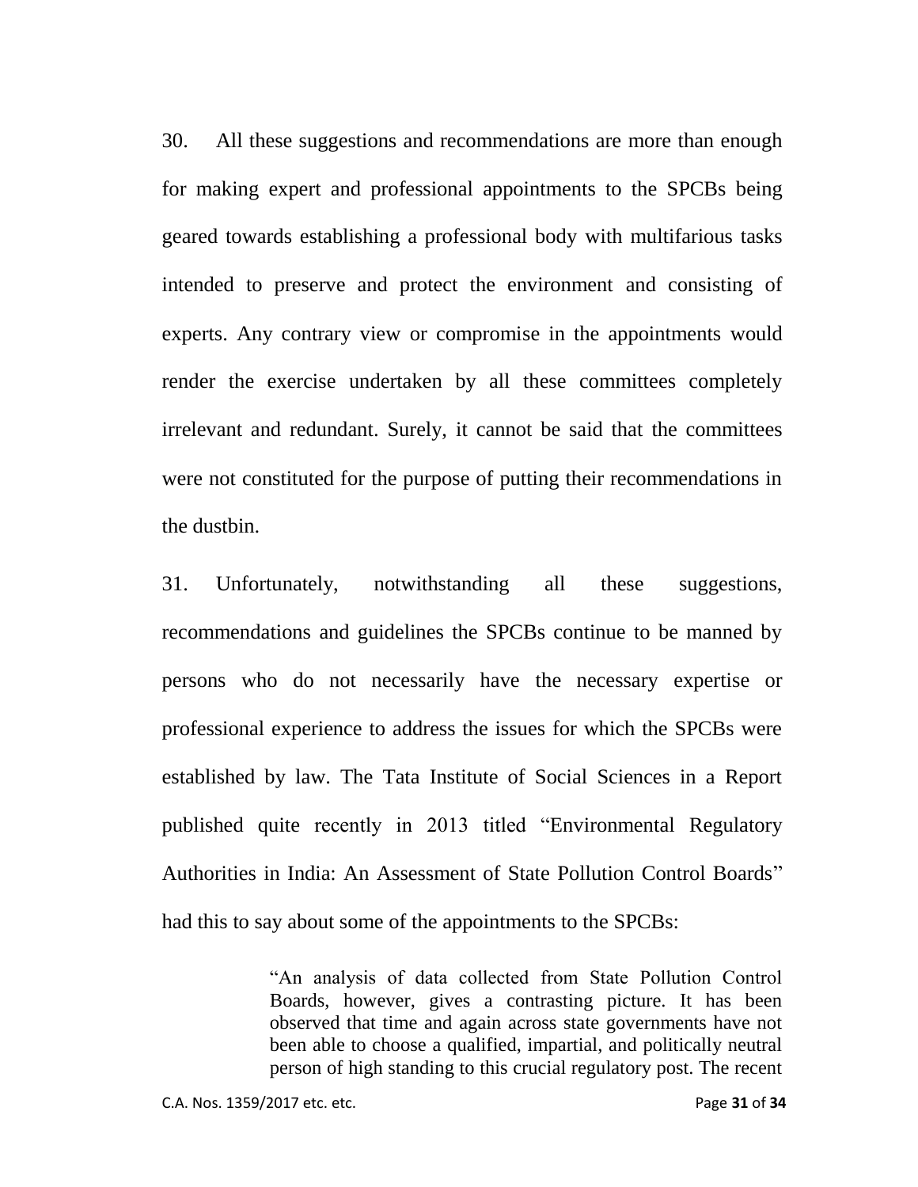30. All these suggestions and recommendations are more than enough for making expert and professional appointments to the SPCBs being geared towards establishing a professional body with multifarious tasks intended to preserve and protect the environment and consisting of experts. Any contrary view or compromise in the appointments would render the exercise undertaken by all these committees completely irrelevant and redundant. Surely, it cannot be said that the committees were not constituted for the purpose of putting their recommendations in the dustbin.

31. Unfortunately, notwithstanding all these suggestions, recommendations and guidelines the SPCBs continue to be manned by persons who do not necessarily have the necessary expertise or professional experience to address the issues for which the SPCBs were established by law. The Tata Institute of Social Sciences in a Report published quite recently in 2013 titled "Environmental Regulatory Authorities in India: An Assessment of State Pollution Control Boards" had this to say about some of the appointments to the SPCBs:

> "An analysis of data collected from State Pollution Control Boards, however, gives a contrasting picture. It has been observed that time and again across state governments have not been able to choose a qualified, impartial, and politically neutral person of high standing to this crucial regulatory post. The recent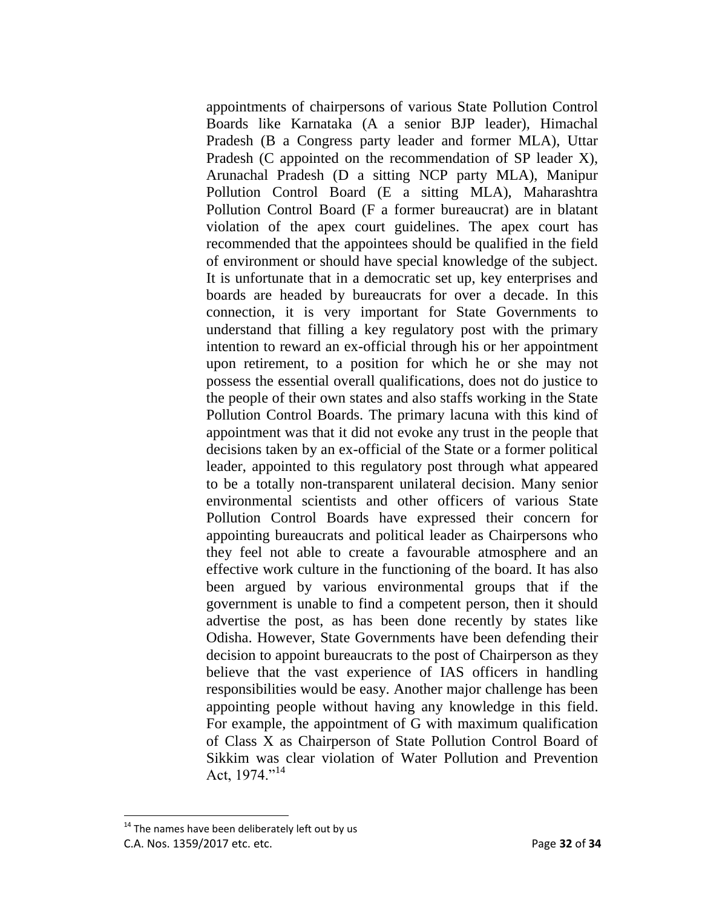appointments of chairpersons of various State Pollution Control Boards like Karnataka (A a senior BJP leader), Himachal Pradesh (B a Congress party leader and former MLA), Uttar Pradesh (C appointed on the recommendation of SP leader X), Arunachal Pradesh (D a sitting NCP party MLA), Manipur Pollution Control Board (E a sitting MLA), Maharashtra Pollution Control Board (F a former bureaucrat) are in blatant violation of the apex court guidelines. The apex court has recommended that the appointees should be qualified in the field of environment or should have special knowledge of the subject. It is unfortunate that in a democratic set up, key enterprises and boards are headed by bureaucrats for over a decade. In this connection, it is very important for State Governments to understand that filling a key regulatory post with the primary intention to reward an ex-official through his or her appointment upon retirement, to a position for which he or she may not possess the essential overall qualifications, does not do justice to the people of their own states and also staffs working in the State Pollution Control Boards. The primary lacuna with this kind of appointment was that it did not evoke any trust in the people that decisions taken by an ex-official of the State or a former political leader, appointed to this regulatory post through what appeared to be a totally non-transparent unilateral decision. Many senior environmental scientists and other officers of various State Pollution Control Boards have expressed their concern for appointing bureaucrats and political leader as Chairpersons who they feel not able to create a favourable atmosphere and an effective work culture in the functioning of the board. It has also been argued by various environmental groups that if the government is unable to find a competent person, then it should advertise the post, as has been done recently by states like Odisha. However, State Governments have been defending their decision to appoint bureaucrats to the post of Chairperson as they believe that the vast experience of IAS officers in handling responsibilities would be easy. Another major challenge has been appointing people without having any knowledge in this field. For example, the appointment of G with maximum qualification of Class X as Chairperson of State Pollution Control Board of Sikkim was clear violation of Water Pollution and Prevention Act, 1974."[14]

---

[14] The names have been deliberately left out by us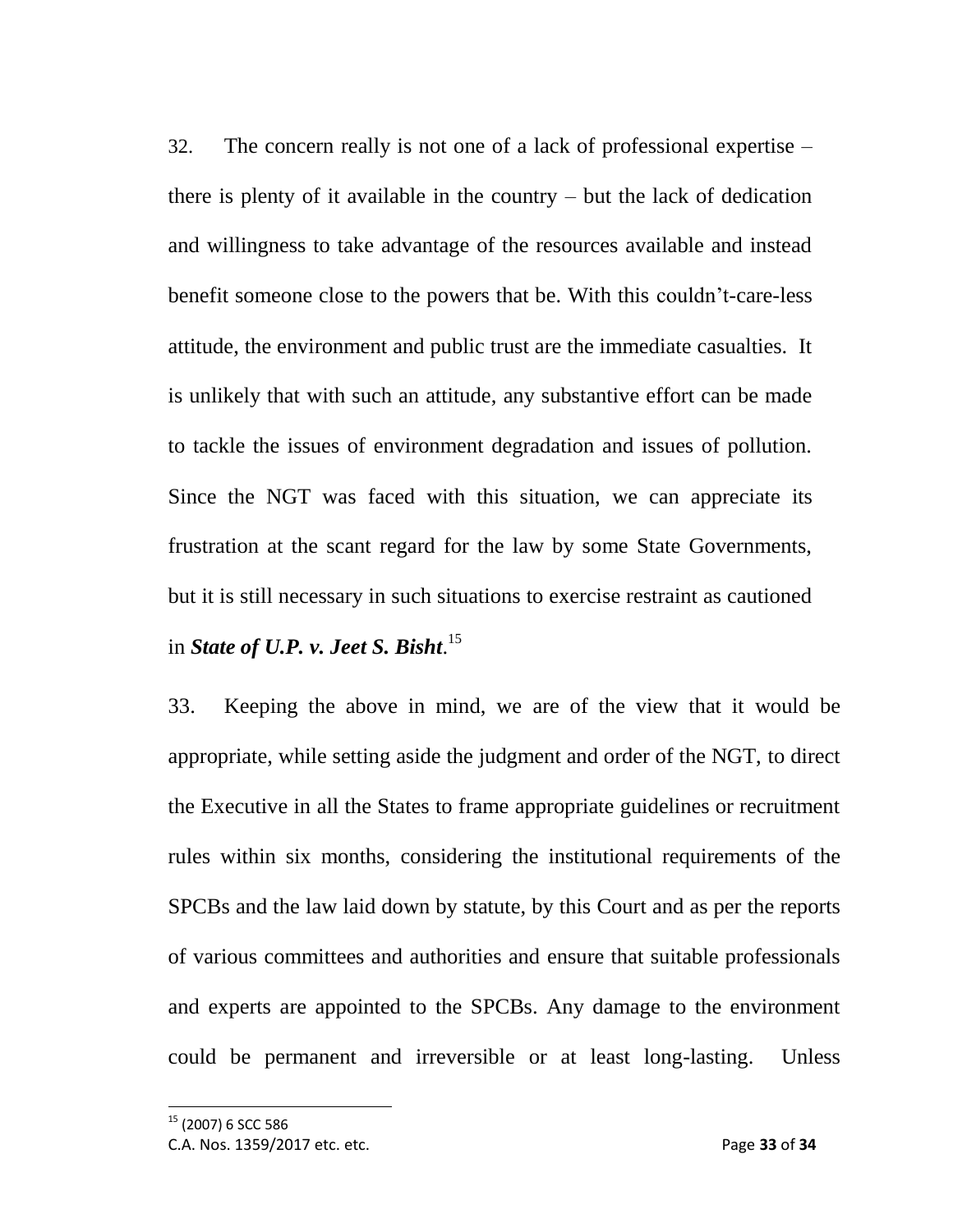32. The concern really is not one of a lack of professional expertise – there is plenty of it available in the country – but the lack of dedication and willingness to take advantage of the resources available and instead benefit someone close to the powers that be. With this couldn't-care-less attitude, the environment and public trust are the immediate casualties. It is unlikely that with such an attitude, any substantive effort can be made to tackle the issues of environment degradation and issues of pollution. Since the NGT was faced with this situation, we can appreciate its frustration at the scant regard for the law by some State Governments, but it is still necessary in such situations to exercise restraint as cautioned in ***State of U.P. v. Jeet S. Bisht***.[15]

33. Keeping the above in mind, we are of the view that it would be appropriate, while setting aside the judgment and order of the NGT, to direct the Executive in all the States to frame appropriate guidelines or recruitment rules within six months, considering the institutional requirements of the SPCBs and the law laid down by statute, by this Court and as per the reports of various committees and authorities and ensure that suitable professionals and experts are appointed to the SPCBs. Any damage to the environment could be permanent and irreversible or at least long-lasting. Unless

[15] (2007) 6 SCC 586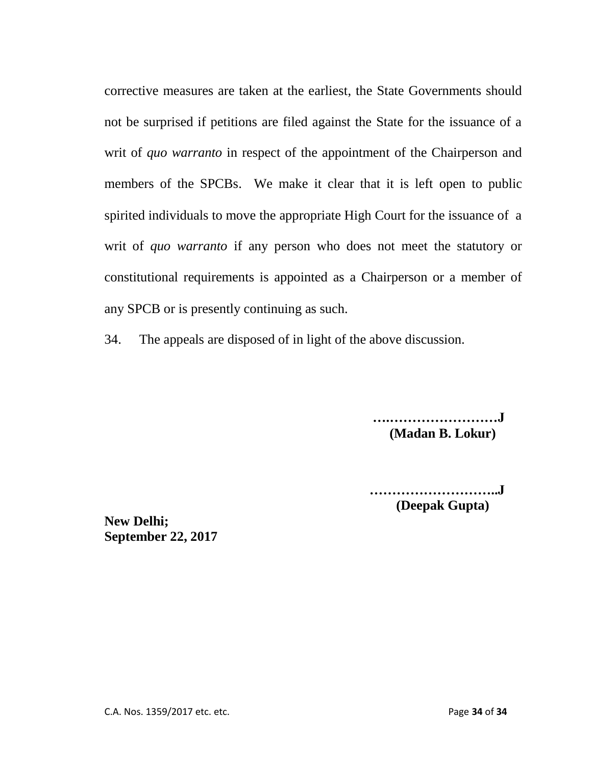corrective measures are taken at the earliest, the State Governments should not be surprised if petitions are filed against the State for the issuance of a writ of *quo warranto* in respect of the appointment of the Chairperson and members of the SPCBs. We make it clear that it is left open to public spirited individuals to move the appropriate High Court for the issuance of a writ of *quo warranto* if any person who does not meet the statutory or constitutional requirements is appointed as a Chairperson or a member of any SPCB or is presently continuing as such.

34. The appeals are disposed of in light of the above discussion.

**…..……………………J**
**(Madan B. Lokur)**

**………………………..J**
**(Deepak Gupta)**

**New Delhi;**
**September 22, 2017**